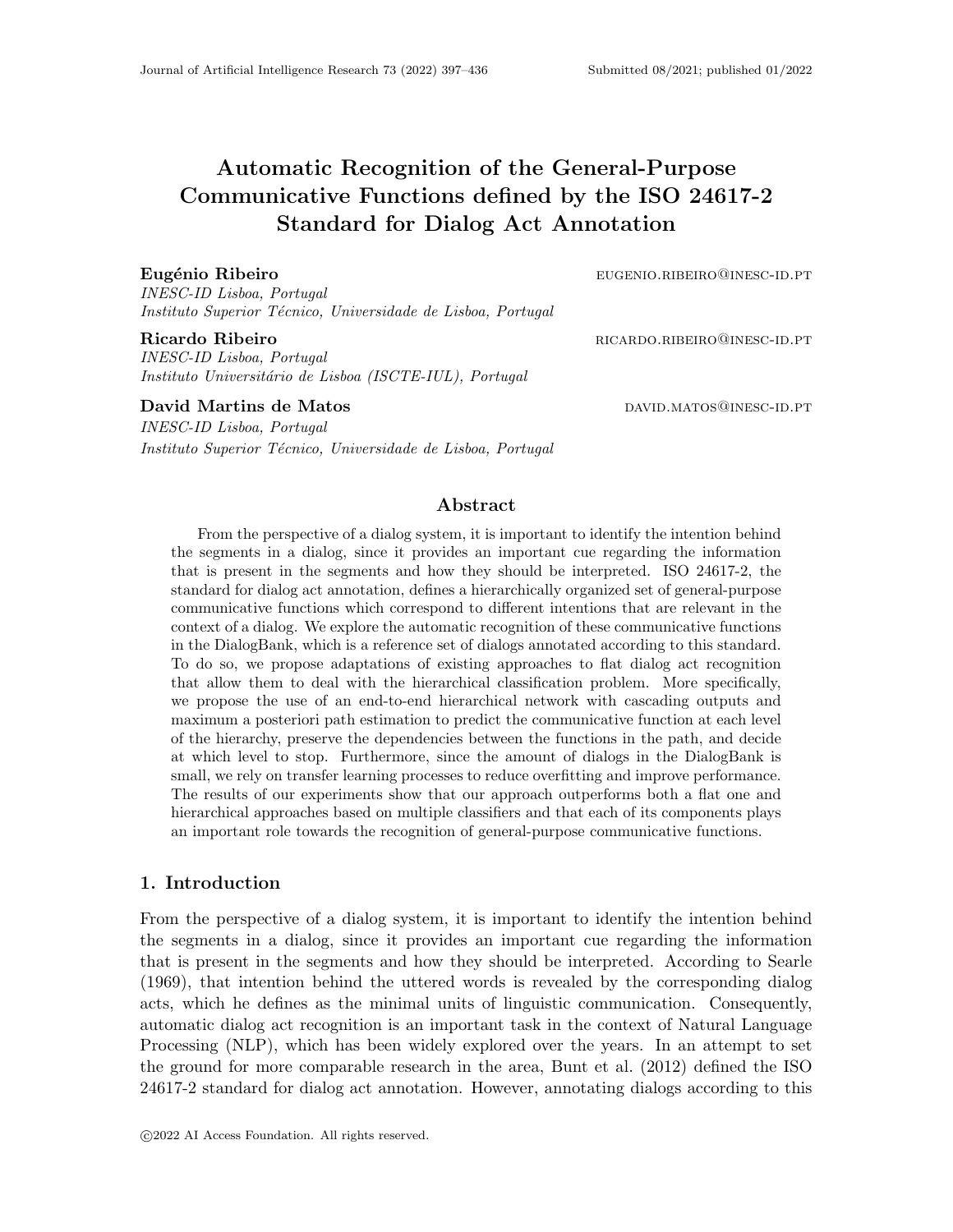# Automatic Recognition of the General-Purpose Communicative Functions defined by the ISO 24617-2 Standard for Dialog Act Annotation

**Eugénio Ribeiro** EUGENIO.RIBEIRO@INESC-ID.PT
*INESC-ID Lisboa, Portugal*
*Instituto Superior Técnico, Universidade de Lisboa, Portugal*

**Ricardo Ribeiro** RICARDO.RIBEIRO@INESC-ID.PT
*INESC-ID Lisboa, Portugal*
*Instituto Universitário de Lisboa (ISCTE-IUL), Portugal*

**David Martins de Matos** DAVID.MATOS@INESC-ID.PT
*INESC-ID Lisboa, Portugal*
*Instituto Superior Técnico, Universidade de Lisboa, Portugal*

## Abstract

From the perspective of a dialog system, it is important to identify the intention behind the segments in a dialog, since it provides an important cue regarding the information that is present in the segments and how they should be interpreted. ISO 24617-2, the standard for dialog act annotation, defines a hierarchically organized set of general-purpose communicative functions which correspond to different intentions that are relevant in the context of a dialog. We explore the automatic recognition of these communicative functions in the DialogBank, which is a reference set of dialogs annotated according to this standard. To do so, we propose adaptations of existing approaches to flat dialog act recognition that allow them to deal with the hierarchical classification problem. More specifically, we propose the use of an end-to-end hierarchical network with cascading outputs and maximum a posteriori path estimation to predict the communicative function at each level of the hierarchy, preserve the dependencies between the functions in the path, and decide at which level to stop. Furthermore, since the amount of dialogs in the DialogBank is small, we rely on transfer learning processes to reduce overfitting and improve performance. The results of our experiments show that our approach outperforms both a flat one and hierarchical approaches based on multiple classifiers and that each of its components plays an important role towards the recognition of general-purpose communicative functions.

## 1. Introduction

From the perspective of a dialog system, it is important to identify the intention behind the segments in a dialog, since it provides an important cue regarding the information that is present in the segments and how they should be interpreted. According to Searle (1969), that intention behind the uttered words is revealed by the corresponding dialog acts, which he defines as the minimal units of linguistic communication. Consequently, automatic dialog act recognition is an important task in the context of Natural Language Processing (NLP), which has been widely explored over the years. In an attempt to set the ground for more comparable research in the area, Bunt et al. (2012) defined the ISO 24617-2 standard for dialog act annotation. However, annotating dialogs according to this

©2022 AI Access Foundation. All rights reserved.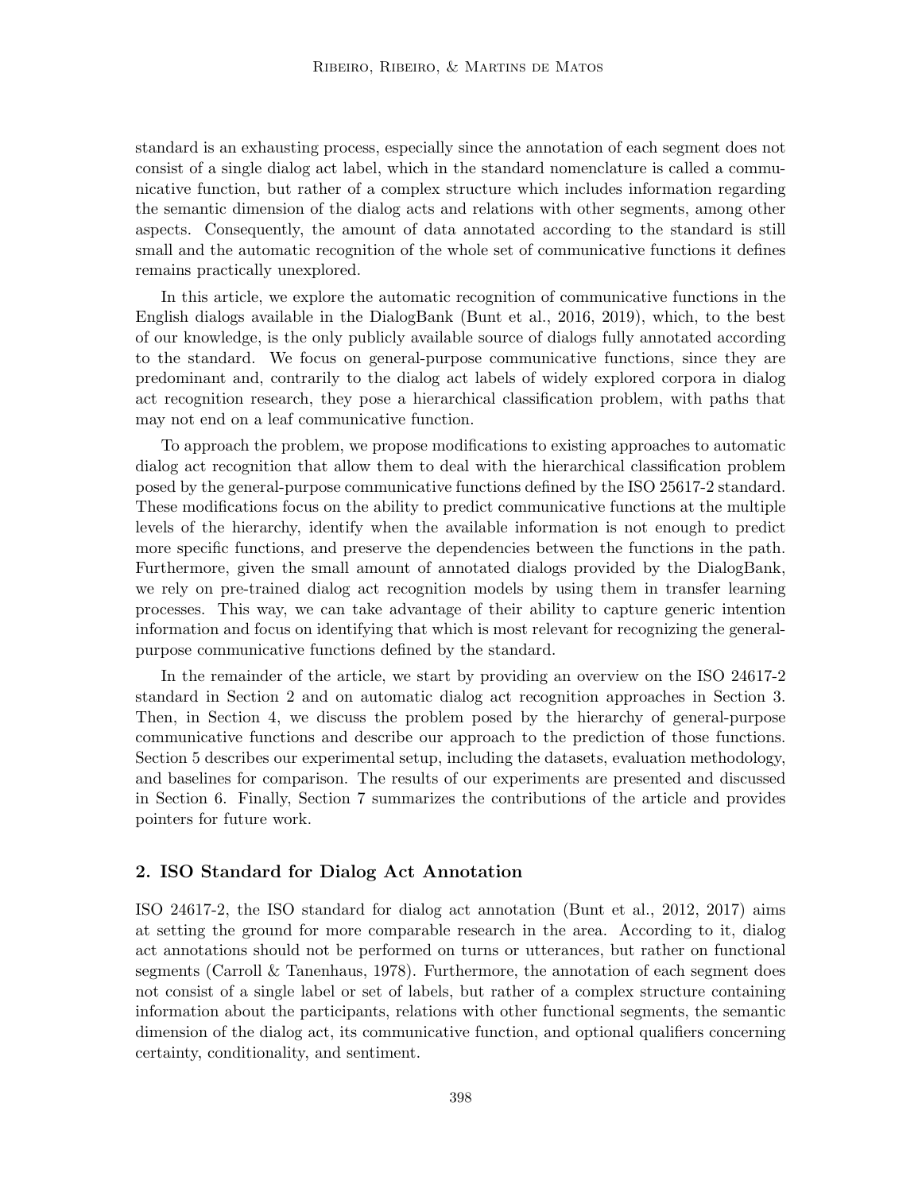standard is an exhausting process, especially since the annotation of each segment does not consist of a single dialog act label, which in the standard nomenclature is called a communicative function, but rather of a complex structure which includes information regarding the semantic dimension of the dialog acts and relations with other segments, among other aspects. Consequently, the amount of data annotated according to the standard is still small and the automatic recognition of the whole set of communicative functions it defines remains practically unexplored.

In this article, we explore the automatic recognition of communicative functions in the English dialogs available in the DialogBank (Bunt et al., 2016, 2019), which, to the best of our knowledge, is the only publicly available source of dialogs fully annotated according to the standard. We focus on general-purpose communicative functions, since they are predominant and, contrarily to the dialog act labels of widely explored corpora in dialog act recognition research, they pose a hierarchical classification problem, with paths that may not end on a leaf communicative function.

To approach the problem, we propose modifications to existing approaches to automatic dialog act recognition that allow them to deal with the hierarchical classification problem posed by the general-purpose communicative functions defined by the ISO 25617-2 standard. These modifications focus on the ability to predict communicative functions at the multiple levels of the hierarchy, identify when the available information is not enough to predict more specific functions, and preserve the dependencies between the functions in the path. Furthermore, given the small amount of annotated dialogs provided by the DialogBank, we rely on pre-trained dialog act recognition models by using them in transfer learning processes. This way, we can take advantage of their ability to capture generic intention information and focus on identifying that which is most relevant for recognizing the general-purpose communicative functions defined by the standard.

In the remainder of the article, we start by providing an overview on the ISO 24617-2 standard in Section 2 and on automatic dialog act recognition approaches in Section 3. Then, in Section 4, we discuss the problem posed by the hierarchy of general-purpose communicative functions and describe our approach to the prediction of those functions. Section 5 describes our experimental setup, including the datasets, evaluation methodology, and baselines for comparison. The results of our experiments are presented and discussed in Section 6. Finally, Section 7 summarizes the contributions of the article and provides pointers for future work.

## 2. ISO Standard for Dialog Act Annotation

ISO 24617-2, the ISO standard for dialog act annotation (Bunt et al., 2012, 2017) aims at setting the ground for more comparable research in the area. According to it, dialog act annotations should not be performed on turns or utterances, but rather on functional segments (Carroll & Tanenhaus, 1978). Furthermore, the annotation of each segment does not consist of a single label or set of labels, but rather of a complex structure containing information about the participants, relations with other functional segments, the semantic dimension of the dialog act, its communicative function, and optional qualifiers concerning certainty, conditionality, and sentiment.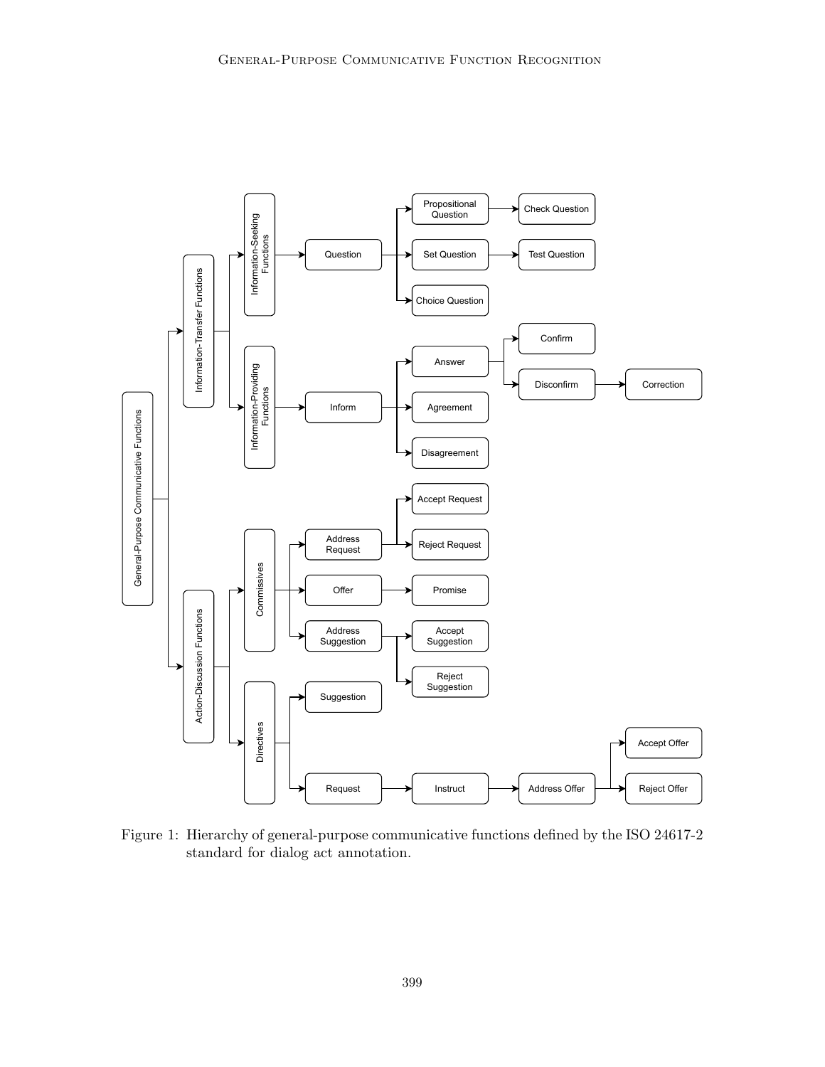Figure 1: Hierarchy of general-purpose communicative functions defined by the ISO 24617-2 standard for dialog act annotation.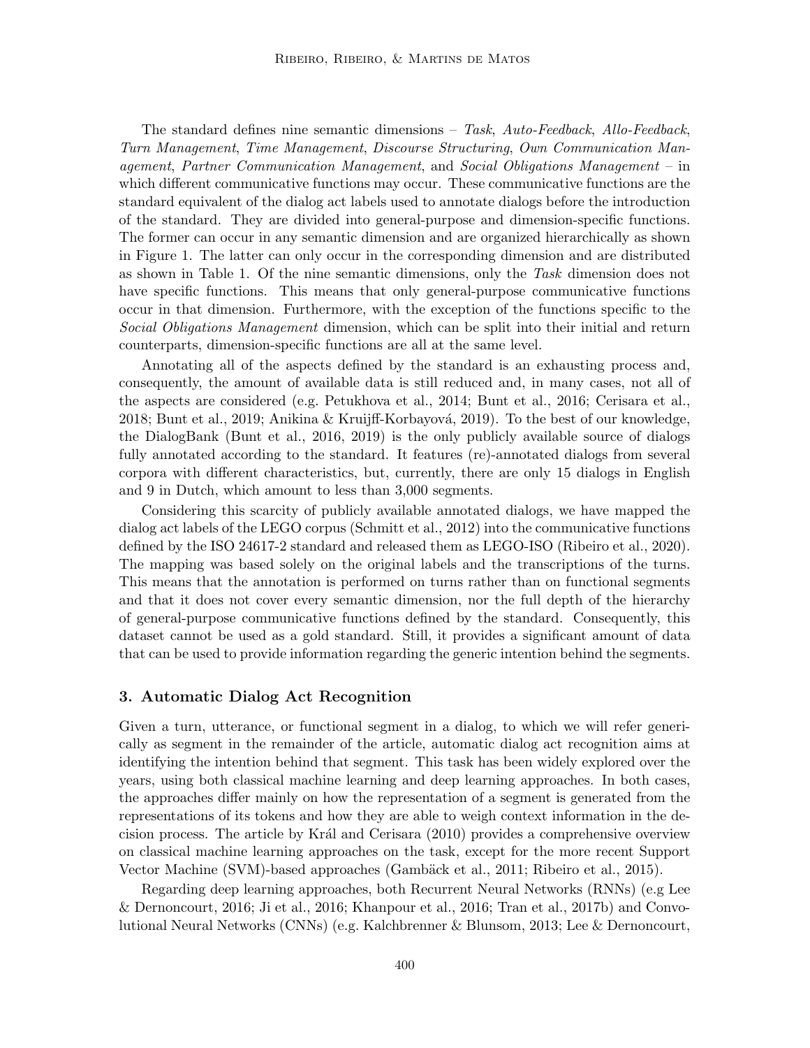The standard defines nine semantic dimensions – *Task*, *Auto-Feedback*, *Allo-Feedback*, *Turn Management*, *Time Management*, *Discourse Structuring*, *Own Communication Management*, *Partner Communication Management*, and *Social Obligations Management* – in which different communicative functions may occur. These communicative functions are the standard equivalent of the dialog act labels used to annotate dialogs before the introduction of the standard. They are divided into general-purpose and dimension-specific functions. The former can occur in any semantic dimension and are organized hierarchically as shown in Figure 1. The latter can only occur in the corresponding dimension and are distributed as shown in Table 1. Of the nine semantic dimensions, only the *Task* dimension does not have specific functions. This means that only general-purpose communicative functions occur in that dimension. Furthermore, with the exception of the functions specific to the *Social Obligations Management* dimension, which can be split into their initial and return counterparts, dimension-specific functions are all at the same level.

Annotating all of the aspects defined by the standard is an exhausting process and, consequently, the amount of available data is still reduced and, in many cases, not all of the aspects are considered (e.g. Petukhova et al., 2014; Bunt et al., 2016; Cerisara et al., 2018; Bunt et al., 2019; Anikina & Kruijff-Korbayová, 2019). To the best of our knowledge, the DialogBank (Bunt et al., 2016, 2019) is the only publicly available source of dialogs fully annotated according to the standard. It features (re)-annotated dialogs from several corpora with different characteristics, but, currently, there are only 15 dialogs in English and 9 in Dutch, which amount to less than 3,000 segments.

Considering this scarcity of publicly available annotated dialogs, we have mapped the dialog act labels of the LEGO corpus (Schmitt et al., 2012) into the communicative functions defined by the ISO 24617-2 standard and released them as LEGO-ISO (Ribeiro et al., 2020). The mapping was based solely on the original labels and the transcriptions of the turns. This means that the annotation is performed on turns rather than on functional segments and that it does not cover every semantic dimension, nor the full depth of the hierarchy of general-purpose communicative functions defined by the standard. Consequently, this dataset cannot be used as a gold standard. Still, it provides a significant amount of data that can be used to provide information regarding the generic intention behind the segments.

## 3. Automatic Dialog Act Recognition

Given a turn, utterance, or functional segment in a dialog, to which we will refer generically as segment in the remainder of the article, automatic dialog act recognition aims at identifying the intention behind that segment. This task has been widely explored over the years, using both classical machine learning and deep learning approaches. In both cases, the approaches differ mainly on how the representation of a segment is generated from the representations of its tokens and how they are able to weigh context information in the decision process. The article by Král and Cerisara (2010) provides a comprehensive overview on classical machine learning approaches on the task, except for the more recent Support Vector Machine (SVM)-based approaches (Gambäck et al., 2011; Ribeiro et al., 2015).

Regarding deep learning approaches, both Recurrent Neural Networks (RNNs) (e.g Lee & Dernoncourt, 2016; Ji et al., 2016; Khanpour et al., 2016; Tran et al., 2017b) and Convolutional Neural Networks (CNNs) (e.g. Kalchbrenner & Blunsom, 2013; Lee & Dernoncourt,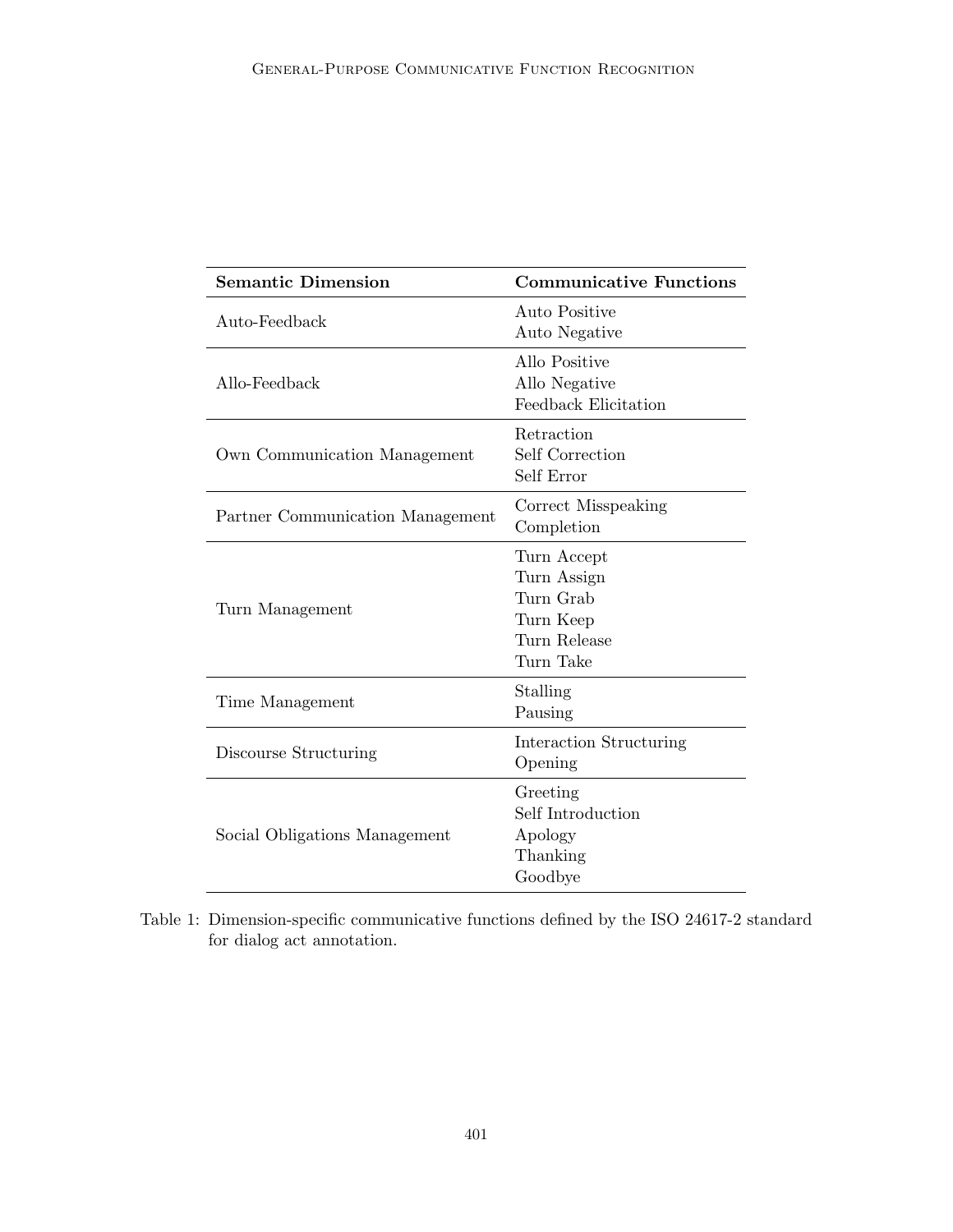| Semantic Dimension | Communicative Functions |
|---|---|
| Auto-Feedback | Auto Positive<br>Auto Negative |
| Allo-Feedback | Allo Positive<br>Allo Negative<br>Feedback Elicitation |
| Own Communication Management | Retraction<br>Self Correction<br>Self Error |
| Partner Communication Management | Correct Misspeaking<br>Completion |
| Turn Management | Turn Accept<br>Turn Assign<br>Turn Grab<br>Turn Keep<br>Turn Release<br>Turn Take |
| Time Management | Stalling<br>Pausing |
| Discourse Structuring | Interaction Structuring<br>Opening |
| Social Obligations Management | Greeting<br>Self Introduction<br>Apology<br>Thanking<br>Goodbye |

Table 1: Dimension-specific communicative functions defined by the ISO 24617-2 standard for dialog act annotation.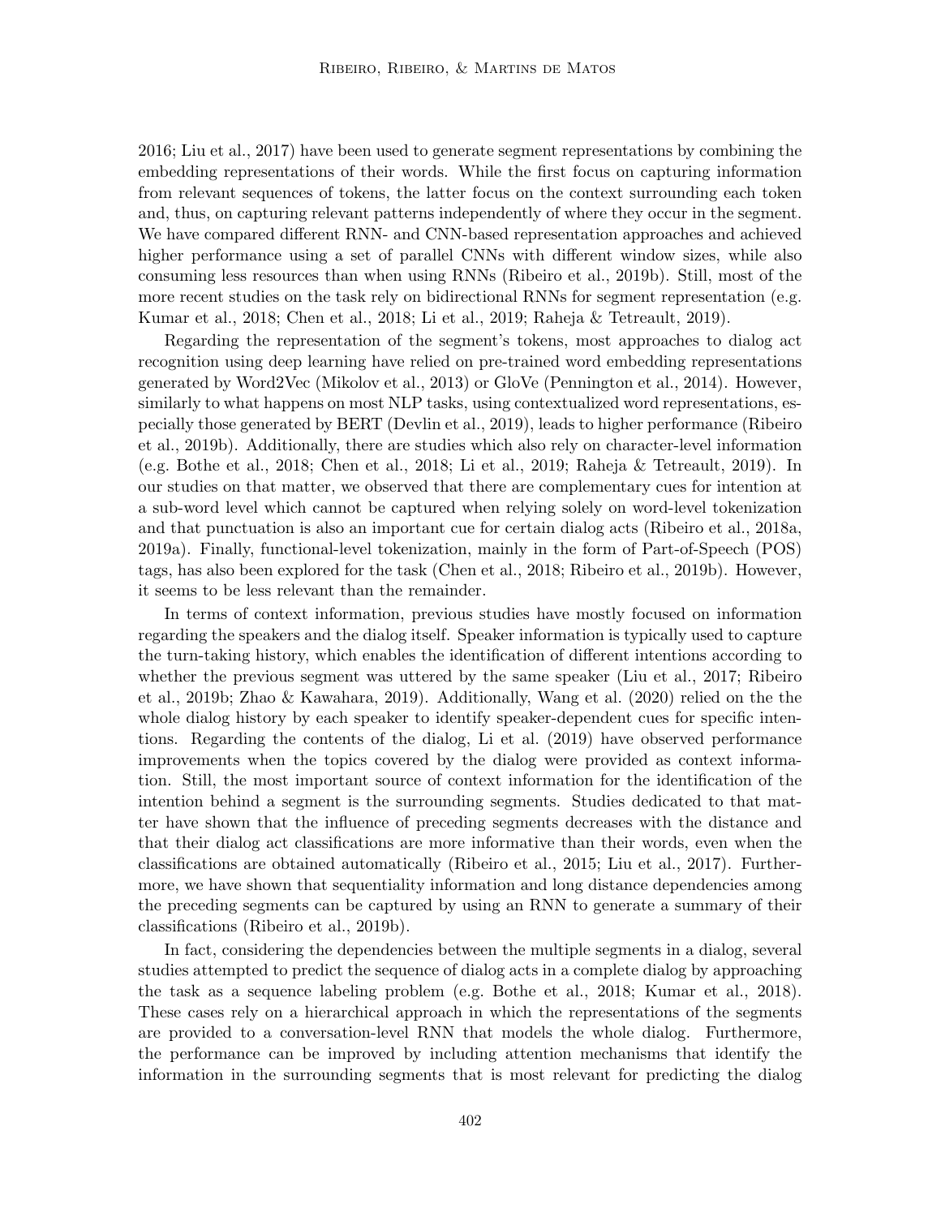2016; Liu et al., 2017) have been used to generate segment representations by combining the embedding representations of their words. While the first focus on capturing information from relevant sequences of tokens, the latter focus on the context surrounding each token and, thus, on capturing relevant patterns independently of where they occur in the segment. We have compared different RNN- and CNN-based representation approaches and achieved higher performance using a set of parallel CNNs with different window sizes, while also consuming less resources than when using RNNs (Ribeiro et al., 2019b). Still, most of the more recent studies on the task rely on bidirectional RNNs for segment representation (e.g. Kumar et al., 2018; Chen et al., 2018; Li et al., 2019; Raheja & Tetreault, 2019).

Regarding the representation of the segment's tokens, most approaches to dialog act recognition using deep learning have relied on pre-trained word embedding representations generated by Word2Vec (Mikolov et al., 2013) or GloVe (Pennington et al., 2014). However, similarly to what happens on most NLP tasks, using contextualized word representations, especially those generated by BERT (Devlin et al., 2019), leads to higher performance (Ribeiro et al., 2019b). Additionally, there are studies which also rely on character-level information (e.g. Bothe et al., 2018; Chen et al., 2018; Li et al., 2019; Raheja & Tetreault, 2019). In our studies on that matter, we observed that there are complementary cues for intention at a sub-word level which cannot be captured when relying solely on word-level tokenization and that punctuation is also an important cue for certain dialog acts (Ribeiro et al., 2018a, 2019a). Finally, functional-level tokenization, mainly in the form of Part-of-Speech (POS) tags, has also been explored for the task (Chen et al., 2018; Ribeiro et al., 2019b). However, it seems to be less relevant than the remainder.

In terms of context information, previous studies have mostly focused on information regarding the speakers and the dialog itself. Speaker information is typically used to capture the turn-taking history, which enables the identification of different intentions according to whether the previous segment was uttered by the same speaker (Liu et al., 2017; Ribeiro et al., 2019b; Zhao & Kawahara, 2019). Additionally, Wang et al. (2020) relied on the the whole dialog history by each speaker to identify speaker-dependent cues for specific intentions. Regarding the contents of the dialog, Li et al. (2019) have observed performance improvements when the topics covered by the dialog were provided as context information. Still, the most important source of context information for the identification of the intention behind a segment is the surrounding segments. Studies dedicated to that matter have shown that the influence of preceding segments decreases with the distance and that their dialog act classifications are more informative than their words, even when the classifications are obtained automatically (Ribeiro et al., 2015; Liu et al., 2017). Furthermore, we have shown that sequentiality information and long distance dependencies among the preceding segments can be captured by using an RNN to generate a summary of their classifications (Ribeiro et al., 2019b).

In fact, considering the dependencies between the multiple segments in a dialog, several studies attempted to predict the sequence of dialog acts in a complete dialog by approaching the task as a sequence labeling problem (e.g. Bothe et al., 2018; Kumar et al., 2018). These cases rely on a hierarchical approach in which the representations of the segments are provided to a conversation-level RNN that models the whole dialog. Furthermore, the performance can be improved by including attention mechanisms that identify the information in the surrounding segments that is most relevant for predicting the dialog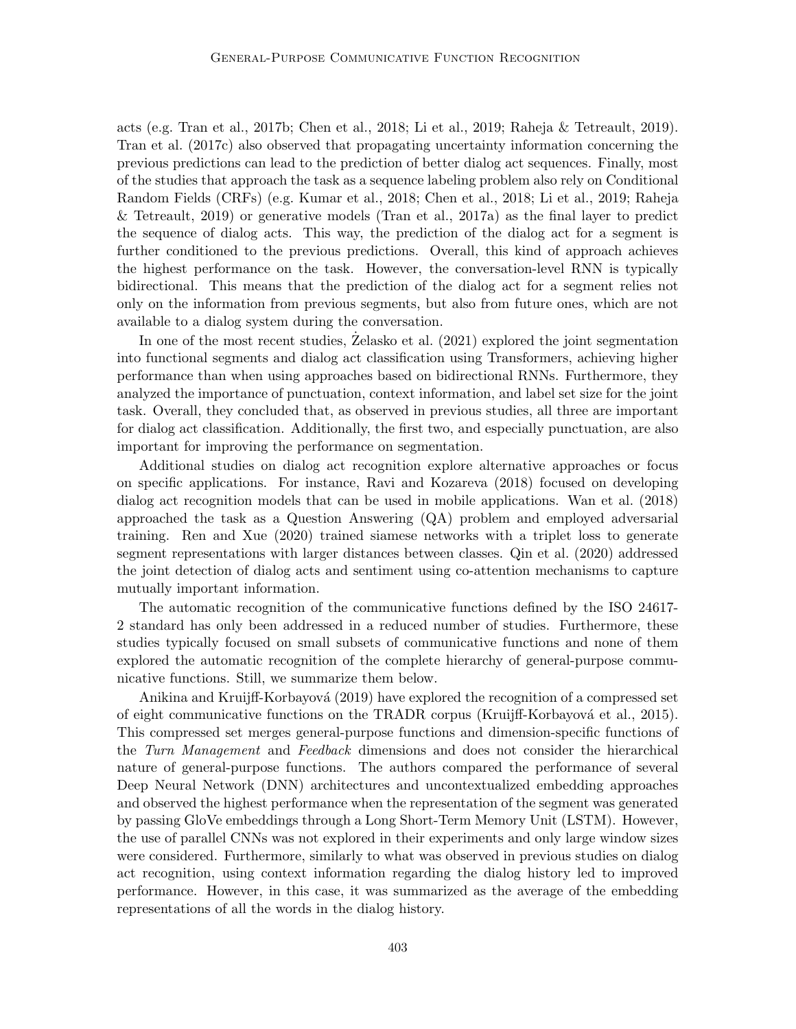acts (e.g. Tran et al., 2017b; Chen et al., 2018; Li et al., 2019; Raheja & Tetreault, 2019). Tran et al. (2017c) also observed that propagating uncertainty information concerning the previous predictions can lead to the prediction of better dialog act sequences. Finally, most of the studies that approach the task as a sequence labeling problem also rely on Conditional Random Fields (CRFs) (e.g. Kumar et al., 2018; Chen et al., 2018; Li et al., 2019; Raheja & Tetreault, 2019) or generative models (Tran et al., 2017a) as the final layer to predict the sequence of dialog acts. This way, the prediction of the dialog act for a segment is further conditioned to the previous predictions. Overall, this kind of approach achieves the highest performance on the task. However, the conversation-level RNN is typically bidirectional. This means that the prediction of the dialog act for a segment relies not only on the information from previous segments, but also from future ones, which are not available to a dialog system during the conversation.

In one of the most recent studies, Żelasko et al. (2021) explored the joint segmentation into functional segments and dialog act classification using Transformers, achieving higher performance than when using approaches based on bidirectional RNNs. Furthermore, they analyzed the importance of punctuation, context information, and label set size for the joint task. Overall, they concluded that, as observed in previous studies, all three are important for dialog act classification. Additionally, the first two, and especially punctuation, are also important for improving the performance on segmentation.

Additional studies on dialog act recognition explore alternative approaches or focus on specific applications. For instance, Ravi and Kozareva (2018) focused on developing dialog act recognition models that can be used in mobile applications. Wan et al. (2018) approached the task as a Question Answering (QA) problem and employed adversarial training. Ren and Xue (2020) trained siamese networks with a triplet loss to generate segment representations with larger distances between classes. Qin et al. (2020) addressed the joint detection of dialog acts and sentiment using co-attention mechanisms to capture mutually important information.

The automatic recognition of the communicative functions defined by the ISO 24617-2 standard has only been addressed in a reduced number of studies. Furthermore, these studies typically focused on small subsets of communicative functions and none of them explored the automatic recognition of the complete hierarchy of general-purpose communicative functions. Still, we summarize them below.

Anikina and Kruijff-Korbayová (2019) have explored the recognition of a compressed set of eight communicative functions on the TRADR corpus (Kruijff-Korbayová et al., 2015). This compressed set merges general-purpose functions and dimension-specific functions of the *Turn Management* and *Feedback* dimensions and does not consider the hierarchical nature of general-purpose functions. The authors compared the performance of several Deep Neural Network (DNN) architectures and uncontextualized embedding approaches and observed the highest performance when the representation of the segment was generated by passing GloVe embeddings through a Long Short-Term Memory Unit (LSTM). However, the use of parallel CNNs was not explored in their experiments and only large window sizes were considered. Furthermore, similarly to what was observed in previous studies on dialog act recognition, using context information regarding the dialog history led to improved performance. However, in this case, it was summarized as the average of the embedding representations of all the words in the dialog history.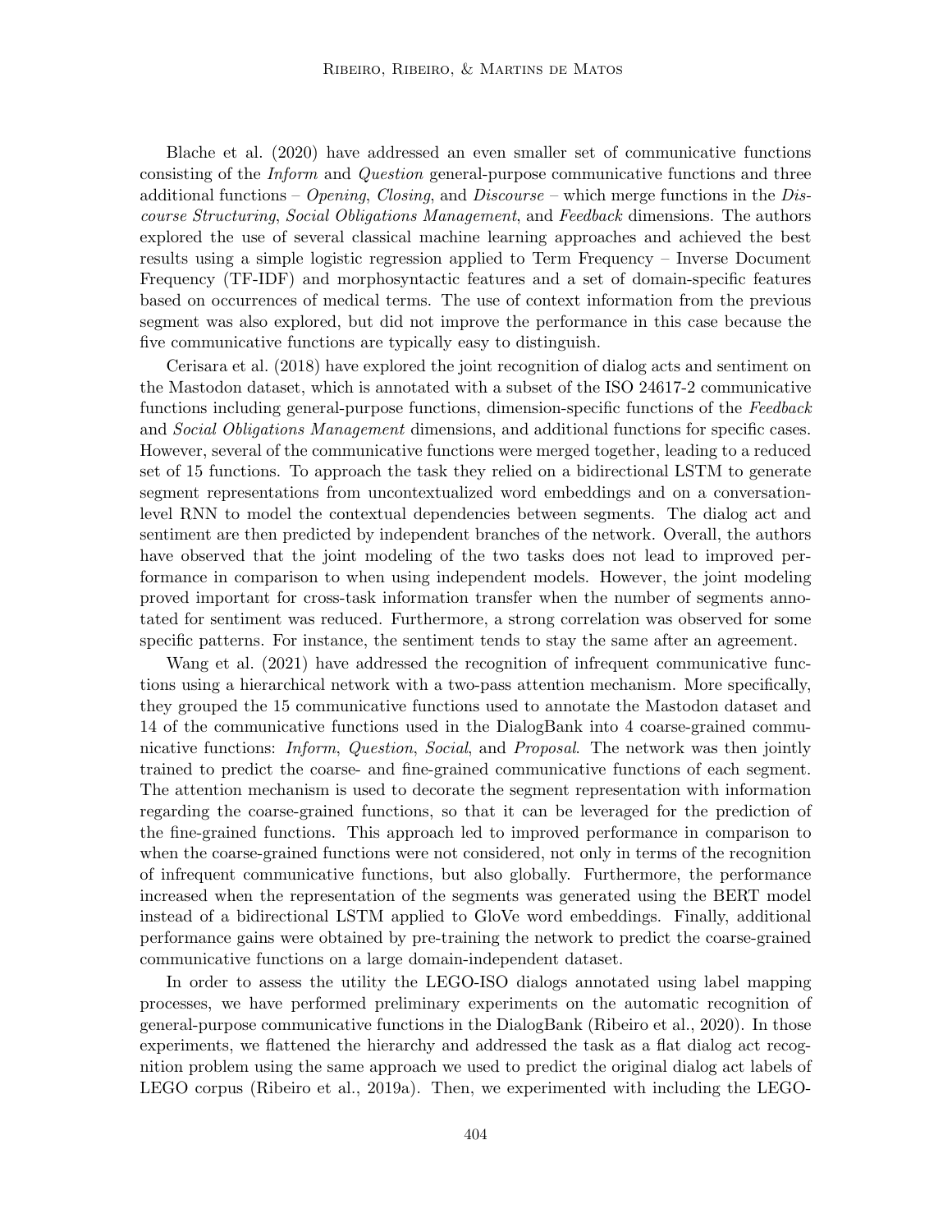Blache et al. (2020) have addressed an even smaller set of communicative functions consisting of the *Inform* and *Question* general-purpose communicative functions and three additional functions – *Opening*, *Closing*, and *Discourse* – which merge functions in the *Discourse Structuring*, *Social Obligations Management*, and *Feedback* dimensions. The authors explored the use of several classical machine learning approaches and achieved the best results using a simple logistic regression applied to Term Frequency – Inverse Document Frequency (TF-IDF) and morphosyntactic features and a set of domain-specific features based on occurrences of medical terms. The use of context information from the previous segment was also explored, but did not improve the performance in this case because the five communicative functions are typically easy to distinguish.

Cerisara et al. (2018) have explored the joint recognition of dialog acts and sentiment on the Mastodon dataset, which is annotated with a subset of the ISO 24617-2 communicative functions including general-purpose functions, dimension-specific functions of the *Feedback* and *Social Obligations Management* dimensions, and additional functions for specific cases. However, several of the communicative functions were merged together, leading to a reduced set of 15 functions. To approach the task they relied on a bidirectional LSTM to generate segment representations from uncontextualized word embeddings and on a conversation-level RNN to model the contextual dependencies between segments. The dialog act and sentiment are then predicted by independent branches of the network. Overall, the authors have observed that the joint modeling of the two tasks does not lead to improved performance in comparison to when using independent models. However, the joint modeling proved important for cross-task information transfer when the number of segments annotated for sentiment was reduced. Furthermore, a strong correlation was observed for some specific patterns. For instance, the sentiment tends to stay the same after an agreement.

Wang et al. (2021) have addressed the recognition of infrequent communicative functions using a hierarchical network with a two-pass attention mechanism. More specifically, they grouped the 15 communicative functions used to annotate the Mastodon dataset and 14 of the communicative functions used in the DialogBank into 4 coarse-grained communicative functions: *Inform*, *Question*, *Social*, and *Proposal*. The network was then jointly trained to predict the coarse- and fine-grained communicative functions of each segment. The attention mechanism is used to decorate the segment representation with information regarding the coarse-grained functions, so that it can be leveraged for the prediction of the fine-grained functions. This approach led to improved performance in comparison to when the coarse-grained functions were not considered, not only in terms of the recognition of infrequent communicative functions, but also globally. Furthermore, the performance increased when the representation of the segments was generated using the BERT model instead of a bidirectional LSTM applied to GloVe word embeddings. Finally, additional performance gains were obtained by pre-training the network to predict the coarse-grained communicative functions on a large domain-independent dataset.

In order to assess the utility the LEGO-ISO dialogs annotated using label mapping processes, we have performed preliminary experiments on the automatic recognition of general-purpose communicative functions in the DialogBank (Ribeiro et al., 2020). In those experiments, we flattened the hierarchy and addressed the task as a flat dialog act recognition problem using the same approach we used to predict the original dialog act labels of LEGO corpus (Ribeiro et al., 2019a). Then, we experimented with including the LEGO-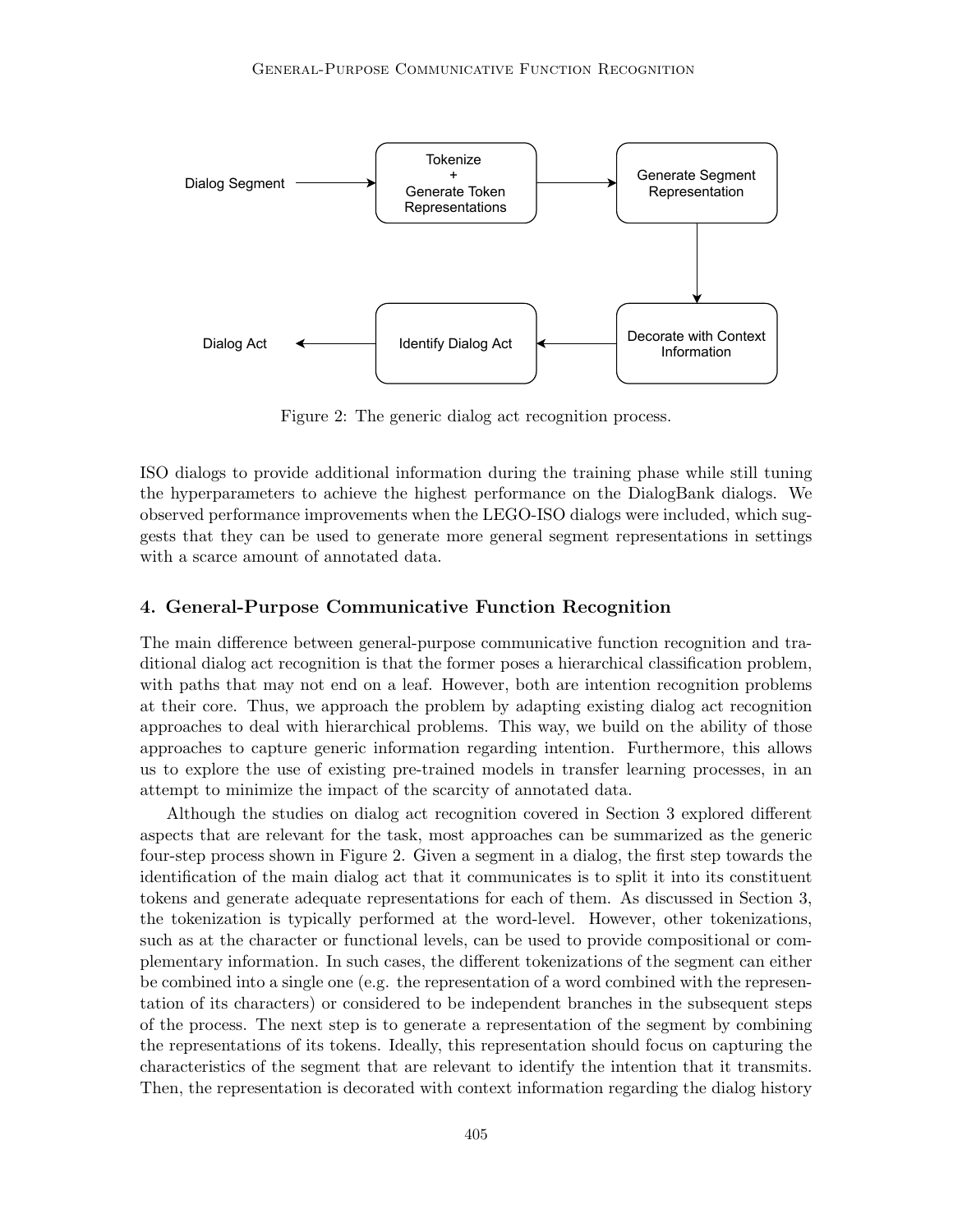Figure 2: The generic dialog act recognition process.

ISO dialogs to provide additional information during the training phase while still tuning the hyperparameters to achieve the highest performance on the DialogBank dialogs. We observed performance improvements when the LEGO-ISO dialogs were included, which suggests that they can be used to generate more general segment representations in settings with a scarce amount of annotated data.

## 4. General-Purpose Communicative Function Recognition

The main difference between general-purpose communicative function recognition and traditional dialog act recognition is that the former poses a hierarchical classification problem, with paths that may not end on a leaf. However, both are intention recognition problems at their core. Thus, we approach the problem by adapting existing dialog act recognition approaches to deal with hierarchical problems. This way, we build on the ability of those approaches to capture generic information regarding intention. Furthermore, this allows us to explore the use of existing pre-trained models in transfer learning processes, in an attempt to minimize the impact of the scarcity of annotated data.

Although the studies on dialog act recognition covered in Section 3 explored different aspects that are relevant for the task, most approaches can be summarized as the generic four-step process shown in Figure 2. Given a segment in a dialog, the first step towards the identification of the main dialog act that it communicates is to split it into its constituent tokens and generate adequate representations for each of them. As discussed in Section 3, the tokenization is typically performed at the word-level. However, other tokenizations, such as at the character or functional levels, can be used to provide compositional or complementary information. In such cases, the different tokenizations of the segment can either be combined into a single one (e.g. the representation of a word combined with the representation of its characters) or considered to be independent branches in the subsequent steps of the process. The next step is to generate a representation of the segment by combining the representations of its tokens. Ideally, this representation should focus on capturing the characteristics of the segment that are relevant to identify the intention that it transmits. Then, the representation is decorated with context information regarding the dialog history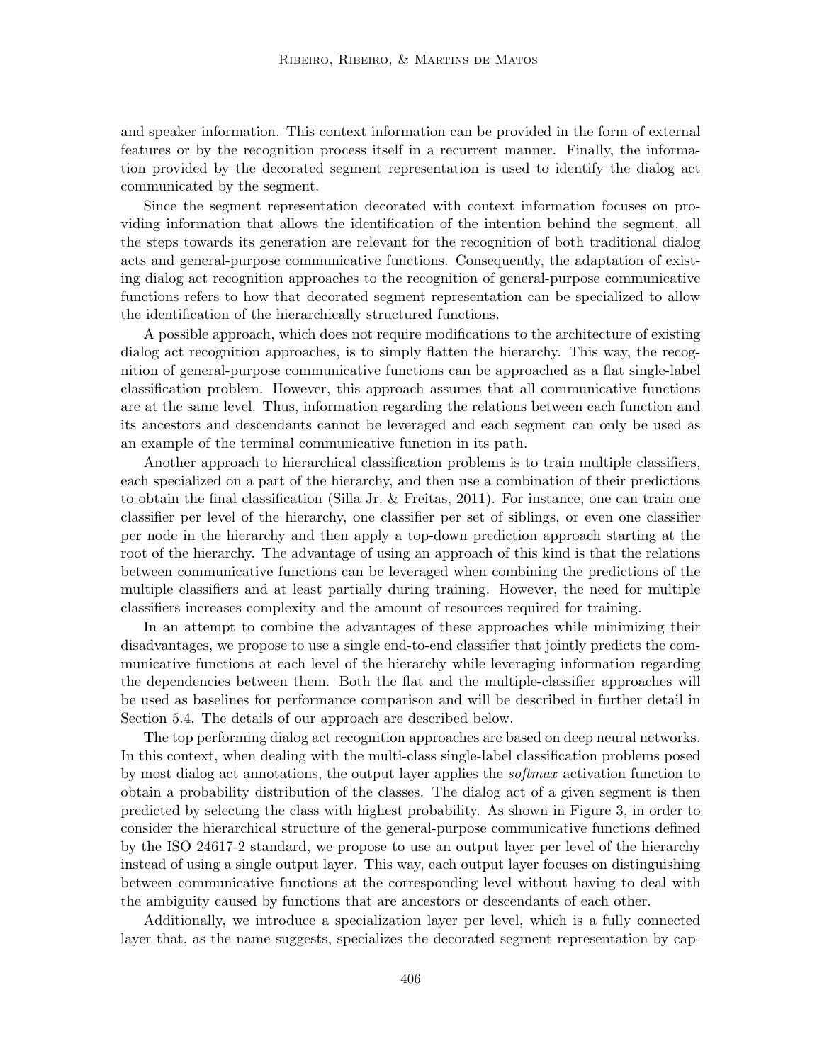and speaker information. This context information can be provided in the form of external features or by the recognition process itself in a recurrent manner. Finally, the information provided by the decorated segment representation is used to identify the dialog act communicated by the segment.

Since the segment representation decorated with context information focuses on providing information that allows the identification of the intention behind the segment, all the steps towards its generation are relevant for the recognition of both traditional dialog acts and general-purpose communicative functions. Consequently, the adaptation of existing dialog act recognition approaches to the recognition of general-purpose communicative functions refers to how that decorated segment representation can be specialized to allow the identification of the hierarchically structured functions.

A possible approach, which does not require modifications to the architecture of existing dialog act recognition approaches, is to simply flatten the hierarchy. This way, the recognition of general-purpose communicative functions can be approached as a flat single-label classification problem. However, this approach assumes that all communicative functions are at the same level. Thus, information regarding the relations between each function and its ancestors and descendants cannot be leveraged and each segment can only be used as an example of the terminal communicative function in its path.

Another approach to hierarchical classification problems is to train multiple classifiers, each specialized on a part of the hierarchy, and then use a combination of their predictions to obtain the final classification (Silla Jr. & Freitas, 2011). For instance, one can train one classifier per level of the hierarchy, one classifier per set of siblings, or even one classifier per node in the hierarchy and then apply a top-down prediction approach starting at the root of the hierarchy. The advantage of using an approach of this kind is that the relations between communicative functions can be leveraged when combining the predictions of the multiple classifiers and at least partially during training. However, the need for multiple classifiers increases complexity and the amount of resources required for training.

In an attempt to combine the advantages of these approaches while minimizing their disadvantages, we propose to use a single end-to-end classifier that jointly predicts the communicative functions at each level of the hierarchy while leveraging information regarding the dependencies between them. Both the flat and the multiple-classifier approaches will be used as baselines for performance comparison and will be described in further detail in Section 5.4. The details of our approach are described below.

The top performing dialog act recognition approaches are based on deep neural networks. In this context, when dealing with the multi-class single-label classification problems posed by most dialog act annotations, the output layer applies the *softmax* activation function to obtain a probability distribution of the classes. The dialog act of a given segment is then predicted by selecting the class with highest probability. As shown in Figure 3, in order to consider the hierarchical structure of the general-purpose communicative functions defined by the ISO 24617-2 standard, we propose to use an output layer per level of the hierarchy instead of using a single output layer. This way, each output layer focuses on distinguishing between communicative functions at the corresponding level without having to deal with the ambiguity caused by functions that are ancestors or descendants of each other.

Additionally, we introduce a specialization layer per level, which is a fully connected layer that, as the name suggests, specializes the decorated segment representation by cap-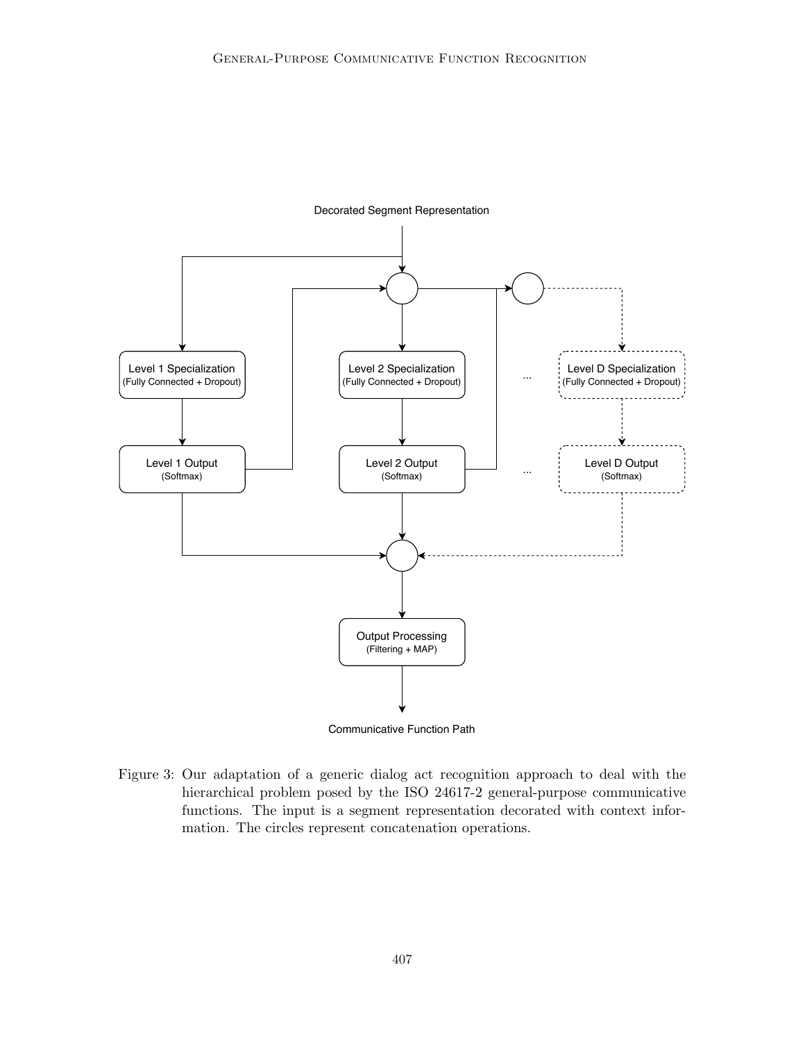Figure 3: Our adaptation of a generic dialog act recognition approach to deal with the hierarchical problem posed by the ISO 24617-2 general-purpose communicative functions. The input is a segment representation decorated with context information. The circles represent concatenation operations.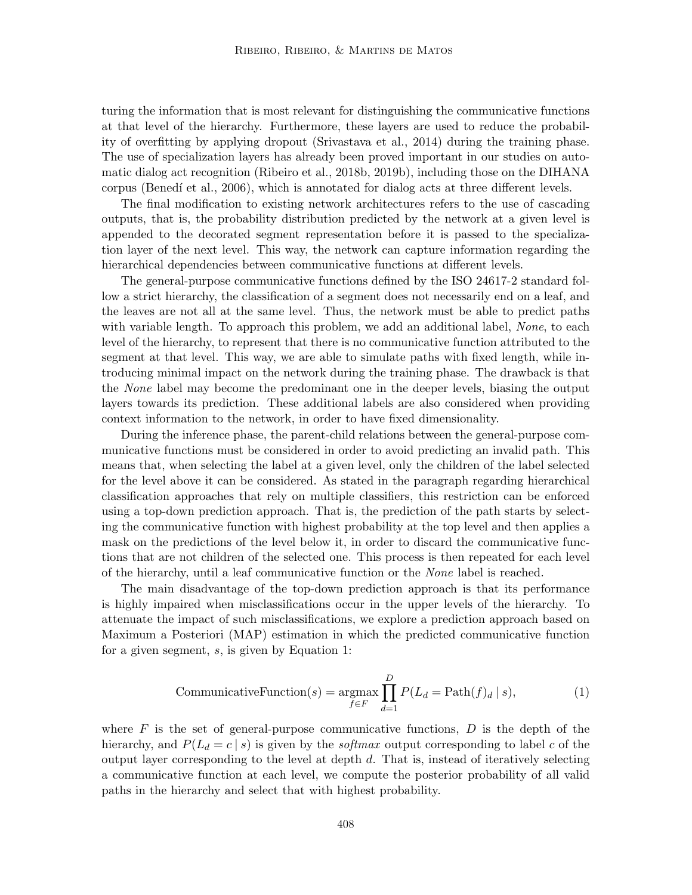turing the information that is most relevant for distinguishing the communicative functions at that level of the hierarchy. Furthermore, these layers are used to reduce the probability of overfitting by applying dropout (Srivastava et al., 2014) during the training phase. The use of specialization layers has already been proved important in our studies on automatic dialog act recognition (Ribeiro et al., 2018b, 2019b), including those on the DIHANA corpus (Benedí et al., 2006), which is annotated for dialog acts at three different levels.

The final modification to existing network architectures refers to the use of cascading outputs, that is, the probability distribution predicted by the network at a given level is appended to the decorated segment representation before it is passed to the specialization layer of the next level. This way, the network can capture information regarding the hierarchical dependencies between communicative functions at different levels.

The general-purpose communicative functions defined by the ISO 24617-2 standard follow a strict hierarchy, the classification of a segment does not necessarily end on a leaf, and the leaves are not all at the same level. Thus, the network must be able to predict paths with variable length. To approach this problem, we add an additional label, *None*, to each level of the hierarchy, to represent that there is no communicative function attributed to the segment at that level. This way, we are able to simulate paths with fixed length, while introducing minimal impact on the network during the training phase. The drawback is that the *None* label may become the predominant one in the deeper levels, biasing the output layers towards its prediction. These additional labels are also considered when providing context information to the network, in order to have fixed dimensionality.

During the inference phase, the parent-child relations between the general-purpose communicative functions must be considered in order to avoid predicting an invalid path. This means that, when selecting the label at a given level, only the children of the label selected for the level above it can be considered. As stated in the paragraph regarding hierarchical classification approaches that rely on multiple classifiers, this restriction can be enforced using a top-down prediction approach. That is, the prediction of the path starts by selecting the communicative function with highest probability at the top level and then applies a mask on the predictions of the level below it, in order to discard the communicative functions that are not children of the selected one. This process is then repeated for each level of the hierarchy, until a leaf communicative function or the *None* label is reached.

The main disadvantage of the top-down prediction approach is that its performance is highly impaired when misclassifications occur in the upper levels of the hierarchy. To attenuate the impact of such misclassifications, we explore a prediction approach based on Maximum a Posteriori (MAP) estimation in which the predicted communicative function for a given segment, $s$, is given by Equation 1:

$$\text{CommunicativeFunction}(s) = \operatorname*{argmax}_{f \in F} \prod_{d=1}^{D} P(L_d = \text{Path}(f)_d \mid s), \tag{1}$$

where $F$ is the set of general-purpose communicative functions, $D$ is the depth of the hierarchy, and $P(L_d = c \mid s)$ is given by the *softmax* output corresponding to label $c$ of the output layer corresponding to the level at depth $d$. That is, instead of iteratively selecting a communicative function at each level, we compute the posterior probability of all valid paths in the hierarchy and select that with highest probability.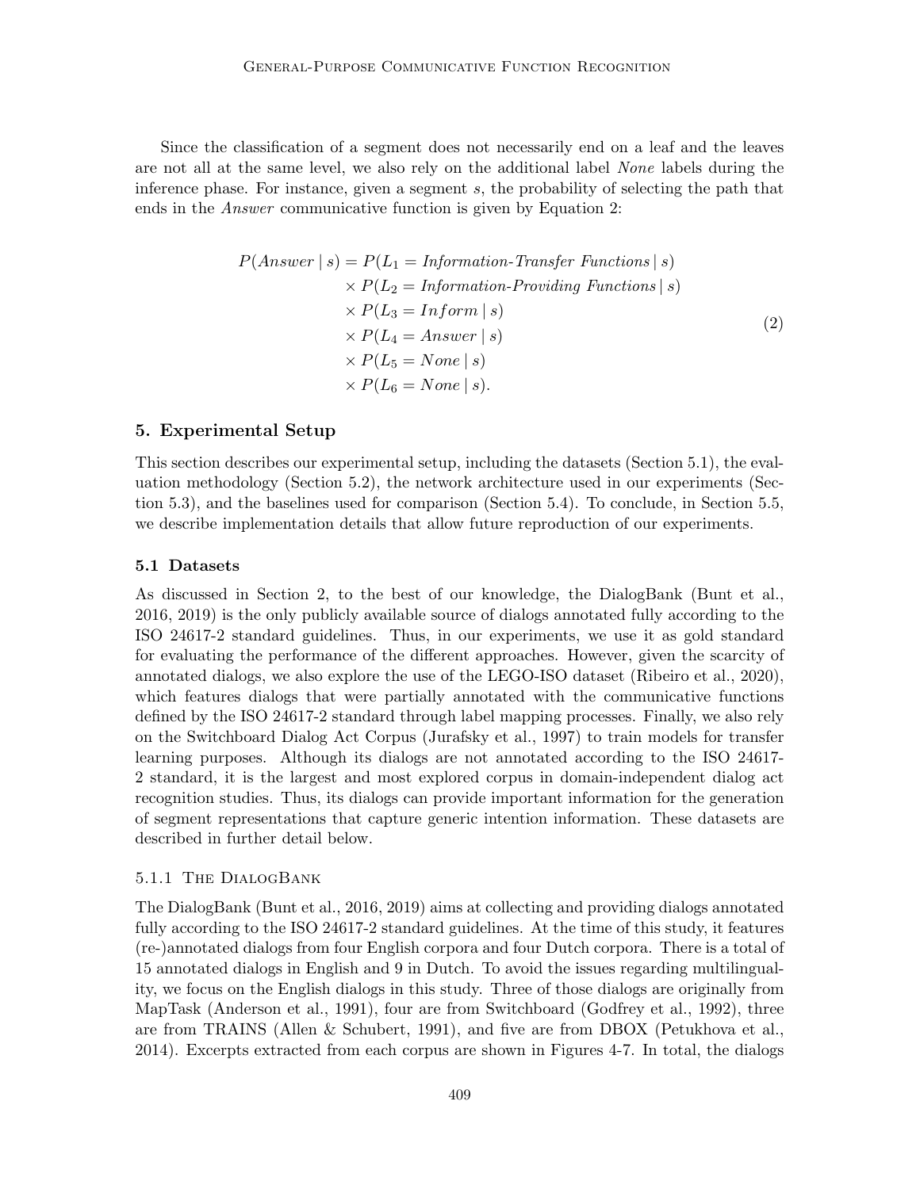Since the classification of a segment does not necessarily end on a leaf and the leaves are not all at the same level, we also rely on the additional label *None* labels during the inference phase. For instance, given a segment $s$, the probability of selecting the path that ends in the *Answer* communicative function is given by Equation 2:

$$
\begin{aligned}
P(\textit{Answer} \mid s) = \; & P(L_1 = \textit{Information-Transfer Functions} \mid s) \\
& \times P(L_2 = \textit{Information-Providing Functions} \mid s) \\
& \times P(L_3 = Inform \mid s) \\
& \times P(L_4 = Answer \mid s) \\
& \times P(L_5 = None \mid s) \\
& \times P(L_6 = None \mid s).
\end{aligned}
\tag{2}
$$

## 5. Experimental Setup

This section describes our experimental setup, including the datasets (Section 5.1), the evaluation methodology (Section 5.2), the network architecture used in our experiments (Section 5.3), and the baselines used for comparison (Section 5.4). To conclude, in Section 5.5, we describe implementation details that allow future reproduction of our experiments.

### 5.1 Datasets

As discussed in Section 2, to the best of our knowledge, the DialogBank (Bunt et al., 2016, 2019) is the only publicly available source of dialogs annotated fully according to the ISO 24617-2 standard guidelines. Thus, in our experiments, we use it as gold standard for evaluating the performance of the different approaches. However, given the scarcity of annotated dialogs, we also explore the use of the LEGO-ISO dataset (Ribeiro et al., 2020), which features dialogs that were partially annotated with the communicative functions defined by the ISO 24617-2 standard through label mapping processes. Finally, we also rely on the Switchboard Dialog Act Corpus (Jurafsky et al., 1997) to train models for transfer learning purposes. Although its dialogs are not annotated according to the ISO 24617-2 standard, it is the largest and most explored corpus in domain-independent dialog act recognition studies. Thus, its dialogs can provide important information for the generation of segment representations that capture generic intention information. These datasets are described in further detail below.

#### 5.1.1 The DialogBank

The DialogBank (Bunt et al., 2016, 2019) aims at collecting and providing dialogs annotated fully according to the ISO 24617-2 standard guidelines. At the time of this study, it features (re-)annotated dialogs from four English corpora and four Dutch corpora. There is a total of 15 annotated dialogs in English and 9 in Dutch. To avoid the issues regarding multilinguality, we focus on the English dialogs in this study. Three of those dialogs are originally from MapTask (Anderson et al., 1991), four are from Switchboard (Godfrey et al., 1992), three are from TRAINS (Allen & Schubert, 1991), and five are from DBOX (Petukhova et al., 2014). Excerpts extracted from each corpus are shown in Figures 4-7. In total, the dialogs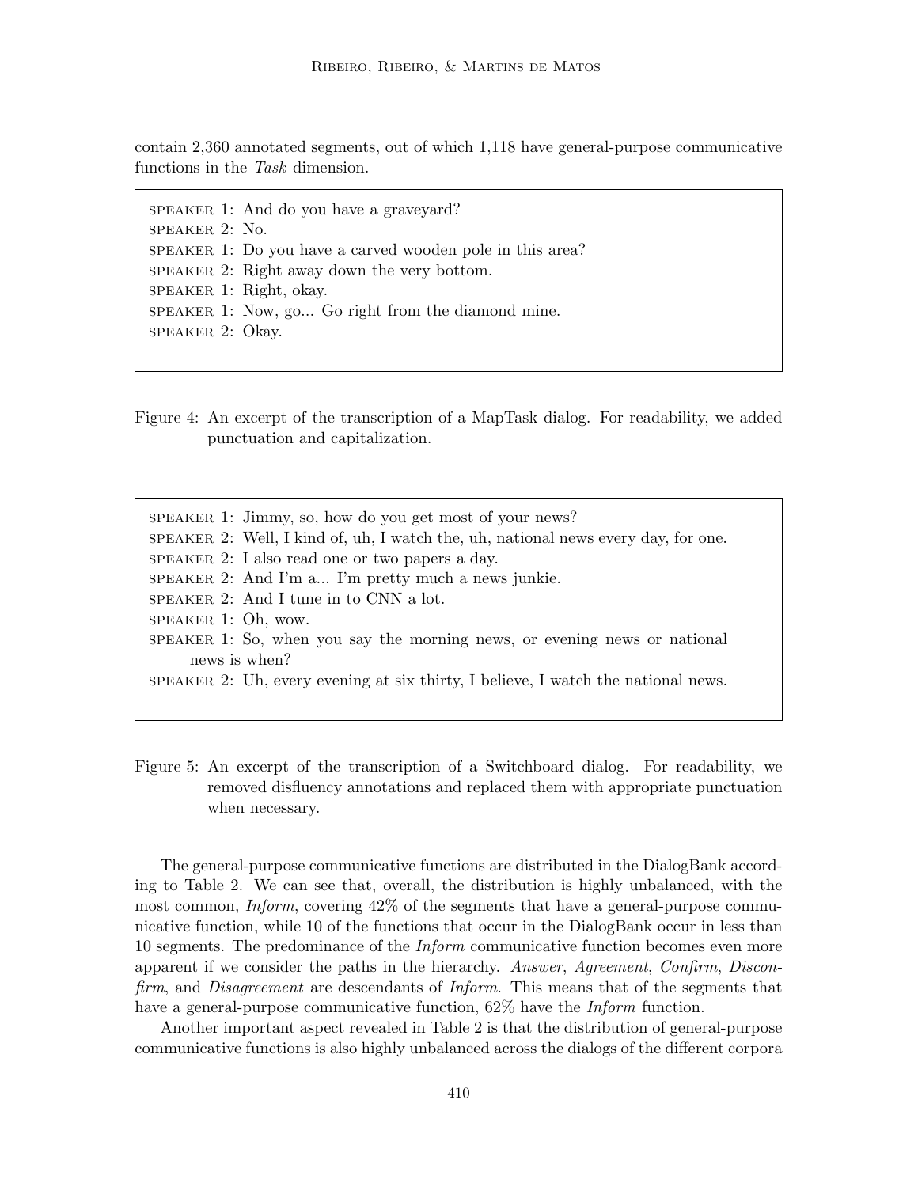contain 2,360 annotated segments, out of which 1,118 have general-purpose communicative functions in the *Task* dimension.

SPEAKER 1: And do you have a graveyard?
SPEAKER 2: No.
SPEAKER 1: Do you have a carved wooden pole in this area?
SPEAKER 2: Right away down the very bottom.
SPEAKER 1: Right, okay.
SPEAKER 1: Now, go... Go right from the diamond mine.
SPEAKER 2: Okay.

Figure 4: An excerpt of the transcription of a MapTask dialog. For readability, we added punctuation and capitalization.

SPEAKER 1: Jimmy, so, how do you get most of your news?
SPEAKER 2: Well, I kind of, uh, I watch the, uh, national news every day, for one.
SPEAKER 2: I also read one or two papers a day.
SPEAKER 2: And I'm a... I'm pretty much a news junkie.
SPEAKER 2: And I tune in to CNN a lot.
SPEAKER 1: Oh, wow.
SPEAKER 1: So, when you say the morning news, or evening news or national news is when?
SPEAKER 2: Uh, every evening at six thirty, I believe, I watch the national news.

Figure 5: An excerpt of the transcription of a Switchboard dialog. For readability, we removed disfluency annotations and replaced them with appropriate punctuation when necessary.

The general-purpose communicative functions are distributed in the DialogBank according to Table 2. We can see that, overall, the distribution is highly unbalanced, with the most common, *Inform*, covering 42% of the segments that have a general-purpose communicative function, while 10 of the functions that occur in the DialogBank occur in less than 10 segments. The predominance of the *Inform* communicative function becomes even more apparent if we consider the paths in the hierarchy. *Answer*, *Agreement*, *Confirm*, *Disconfirm*, and *Disagreement* are descendants of *Inform*. This means that of the segments that have a general-purpose communicative function, 62% have the *Inform* function.

Another important aspect revealed in Table 2 is that the distribution of general-purpose communicative functions is also highly unbalanced across the dialogs of the different corpora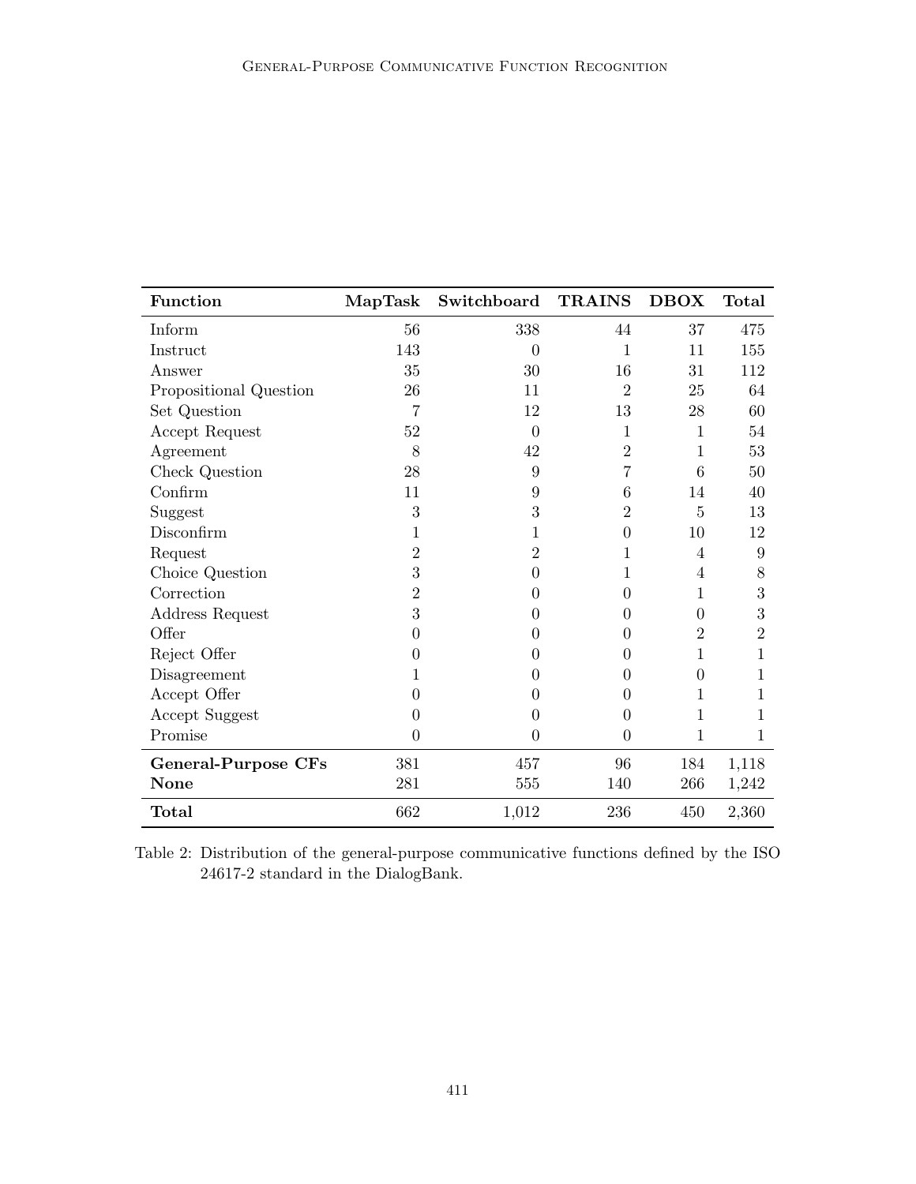| **Function** | **MapTask** | **Switchboard** | **TRAINS** | **DBOX** | **Total** |
|---|---|---|---|---|---|
| Inform | 56 | 338 | 44 | 37 | 475 |
| Instruct | 143 | 0 | 1 | 11 | 155 |
| Answer | 35 | 30 | 16 | 31 | 112 |
| Propositional Question | 26 | 11 | 2 | 25 | 64 |
| Set Question | 7 | 12 | 13 | 28 | 60 |
| Accept Request | 52 | 0 | 1 | 1 | 54 |
| Agreement | 8 | 42 | 2 | 1 | 53 |
| Check Question | 28 | 9 | 7 | 6 | 50 |
| Confirm | 11 | 9 | 6 | 14 | 40 |
| Suggest | 3 | 3 | 2 | 5 | 13 |
| Disconfirm | 1 | 1 | 0 | 10 | 12 |
| Request | 2 | 2 | 1 | 4 | 9 |
| Choice Question | 3 | 0 | 1 | 4 | 8 |
| Correction | 2 | 0 | 0 | 1 | 3 |
| Address Request | 3 | 0 | 0 | 0 | 3 |
| Offer | 0 | 0 | 0 | 2 | 2 |
| Reject Offer | 0 | 0 | 0 | 1 | 1 |
| Disagreement | 1 | 0 | 0 | 0 | 1 |
| Accept Offer | 0 | 0 | 0 | 1 | 1 |
| Accept Suggest | 0 | 0 | 0 | 1 | 1 |
| Promise | 0 | 0 | 0 | 1 | 1 |
| **General-Purpose CFs** | 381 | 457 | 96 | 184 | 1,118 |
| **None** | 281 | 555 | 140 | 266 | 1,242 |
| **Total** | 662 | 1,012 | 236 | 450 | 2,360 |

Table 2: Distribution of the general-purpose communicative functions defined by the ISO 24617-2 standard in the DialogBank.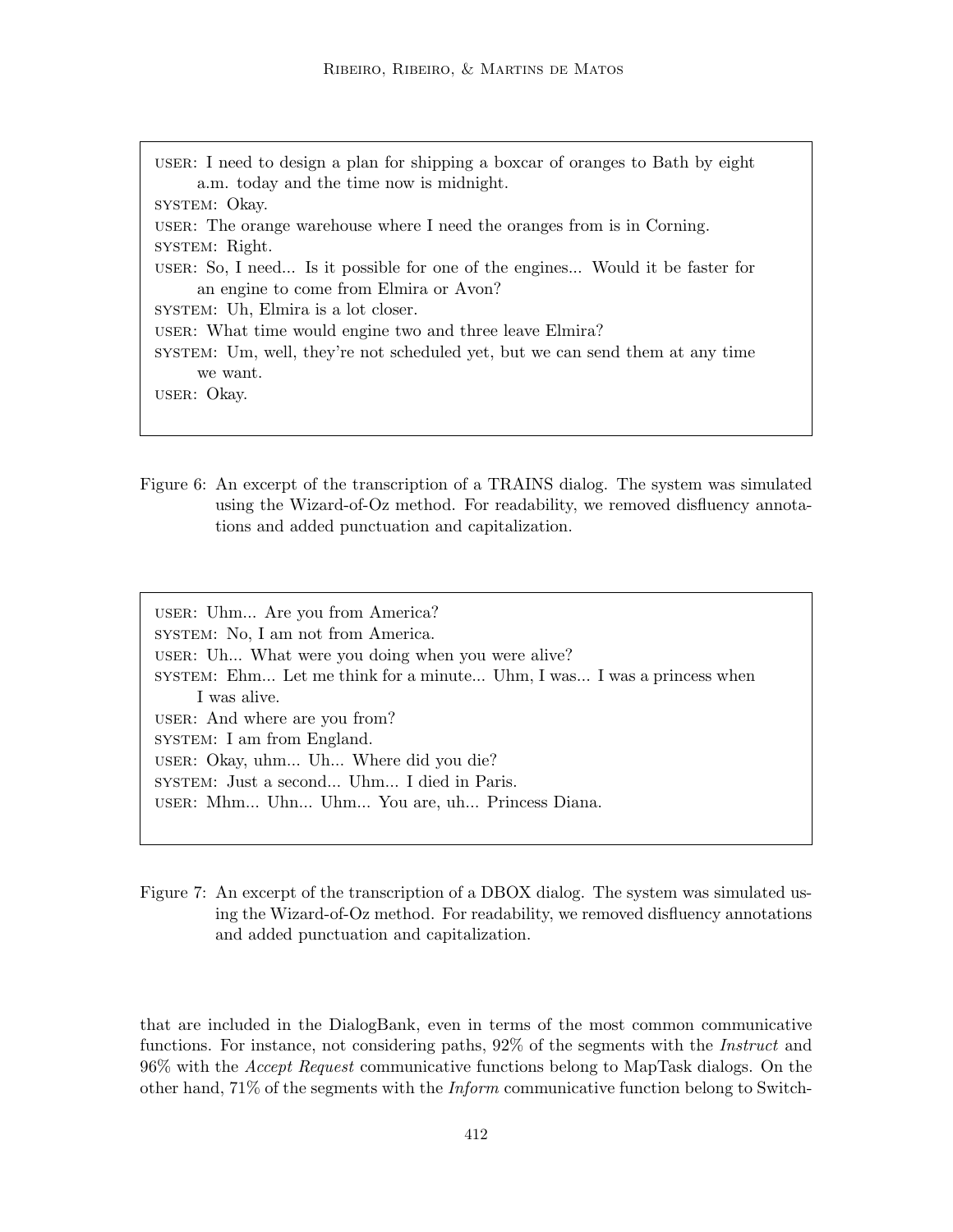USER: I need to design a plan for shipping a boxcar of oranges to Bath by eight a.m. today and the time now is midnight.
SYSTEM: Okay.
USER: The orange warehouse where I need the oranges from is in Corning.
SYSTEM: Right.
USER: So, I need... Is it possible for one of the engines... Would it be faster for an engine to come from Elmira or Avon?
SYSTEM: Uh, Elmira is a lot closer.
USER: What time would engine two and three leave Elmira?
SYSTEM: Um, well, they're not scheduled yet, but we can send them at any time we want.
USER: Okay.

Figure 6: An excerpt of the transcription of a TRAINS dialog. The system was simulated using the Wizard-of-Oz method. For readability, we removed disfluency annotations and added punctuation and capitalization.

USER: Uhm... Are you from America?
SYSTEM: No, I am not from America.
USER: Uh... What were you doing when you were alive?
SYSTEM: Ehm... Let me think for a minute... Uhm, I was... I was a princess when I was alive.
USER: And where are you from?
SYSTEM: I am from England.
USER: Okay, uhm... Uh... Where did you die?
SYSTEM: Just a second... Uhm... I died in Paris.
USER: Mhm... Uhn... Uhm... You are, uh... Princess Diana.

Figure 7: An excerpt of the transcription of a DBOX dialog. The system was simulated using the Wizard-of-Oz method. For readability, we removed disfluency annotations and added punctuation and capitalization.

that are included in the DialogBank, even in terms of the most common communicative functions. For instance, not considering paths, 92% of the segments with the *Instruct* and 96% with the *Accept Request* communicative functions belong to MapTask dialogs. On the other hand, 71% of the segments with the *Inform* communicative function belong to Switch-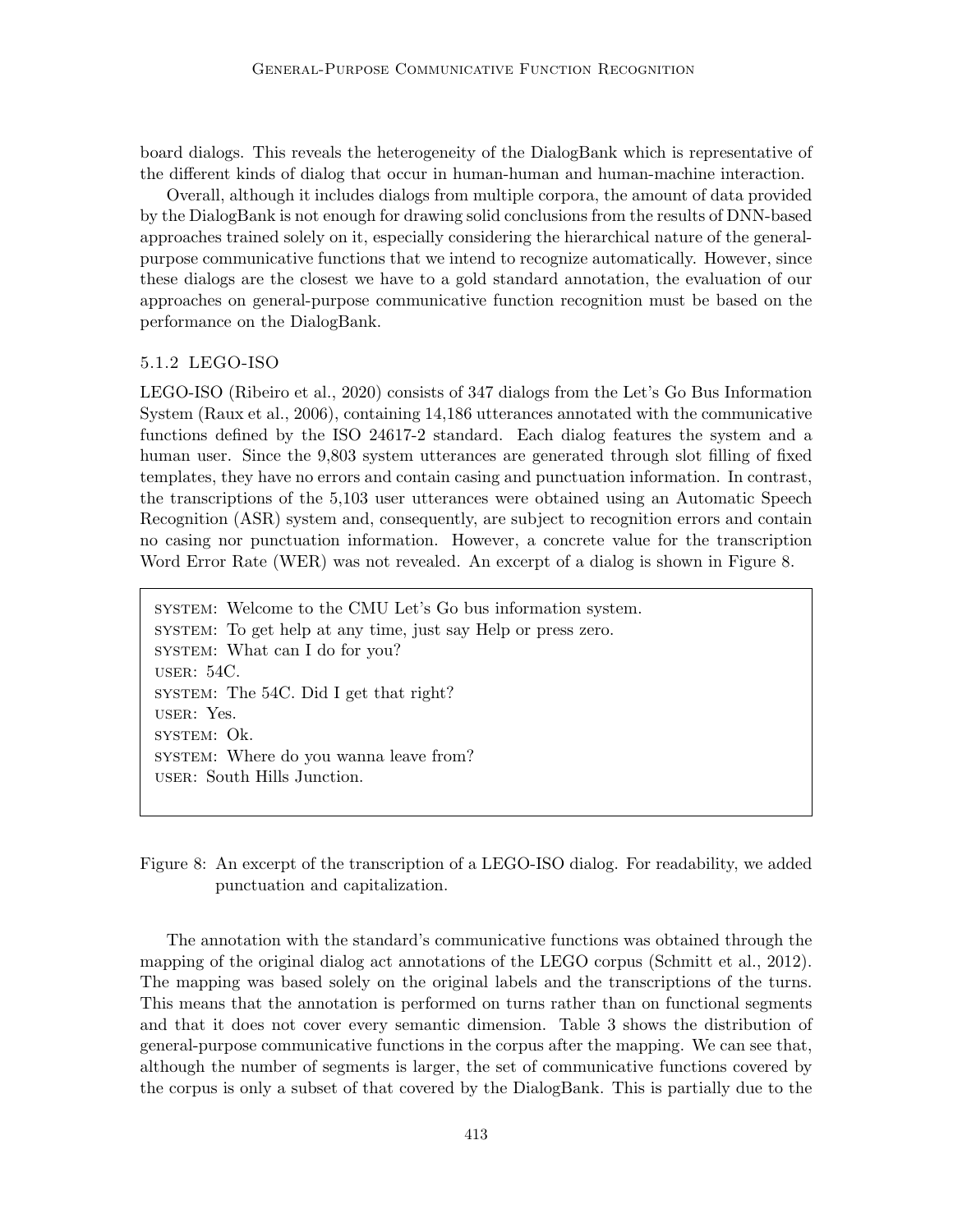board dialogs. This reveals the heterogeneity of the DialogBank which is representative of the different kinds of dialog that occur in human-human and human-machine interaction.

Overall, although it includes dialogs from multiple corpora, the amount of data provided by the DialogBank is not enough for drawing solid conclusions from the results of DNN-based approaches trained solely on it, especially considering the hierarchical nature of the general-purpose communicative functions that we intend to recognize automatically. However, since these dialogs are the closest we have to a gold standard annotation, the evaluation of our approaches on general-purpose communicative function recognition must be based on the performance on the DialogBank.

#### 5.1.2 LEGO-ISO

LEGO-ISO (Ribeiro et al., 2020) consists of 347 dialogs from the Let's Go Bus Information System (Raux et al., 2006), containing 14,186 utterances annotated with the communicative functions defined by the ISO 24617-2 standard. Each dialog features the system and a human user. Since the 9,803 system utterances are generated through slot filling of fixed templates, they have no errors and contain casing and punctuation information. In contrast, the transcriptions of the 5,103 user utterances were obtained using an Automatic Speech Recognition (ASR) system and, consequently, are subject to recognition errors and contain no casing nor punctuation information. However, a concrete value for the transcription Word Error Rate (WER) was not revealed. An excerpt of a dialog is shown in Figure 8.

> SYSTEM: Welcome to the CMU Let's Go bus information system.
> SYSTEM: To get help at any time, just say Help or press zero.
> SYSTEM: What can I do for you?
> USER: 54C.
> SYSTEM: The 54C. Did I get that right?
> USER: Yes.
> SYSTEM: Ok.
> SYSTEM: Where do you wanna leave from?
> USER: South Hills Junction.

Figure 8: An excerpt of the transcription of a LEGO-ISO dialog. For readability, we added punctuation and capitalization.

The annotation with the standard's communicative functions was obtained through the mapping of the original dialog act annotations of the LEGO corpus (Schmitt et al., 2012). The mapping was based solely on the original labels and the transcriptions of the turns. This means that the annotation is performed on turns rather than on functional segments and that it does not cover every semantic dimension. Table 3 shows the distribution of general-purpose communicative functions in the corpus after the mapping. We can see that, although the number of segments is larger, the set of communicative functions covered by the corpus is only a subset of that covered by the DialogBank. This is partially due to the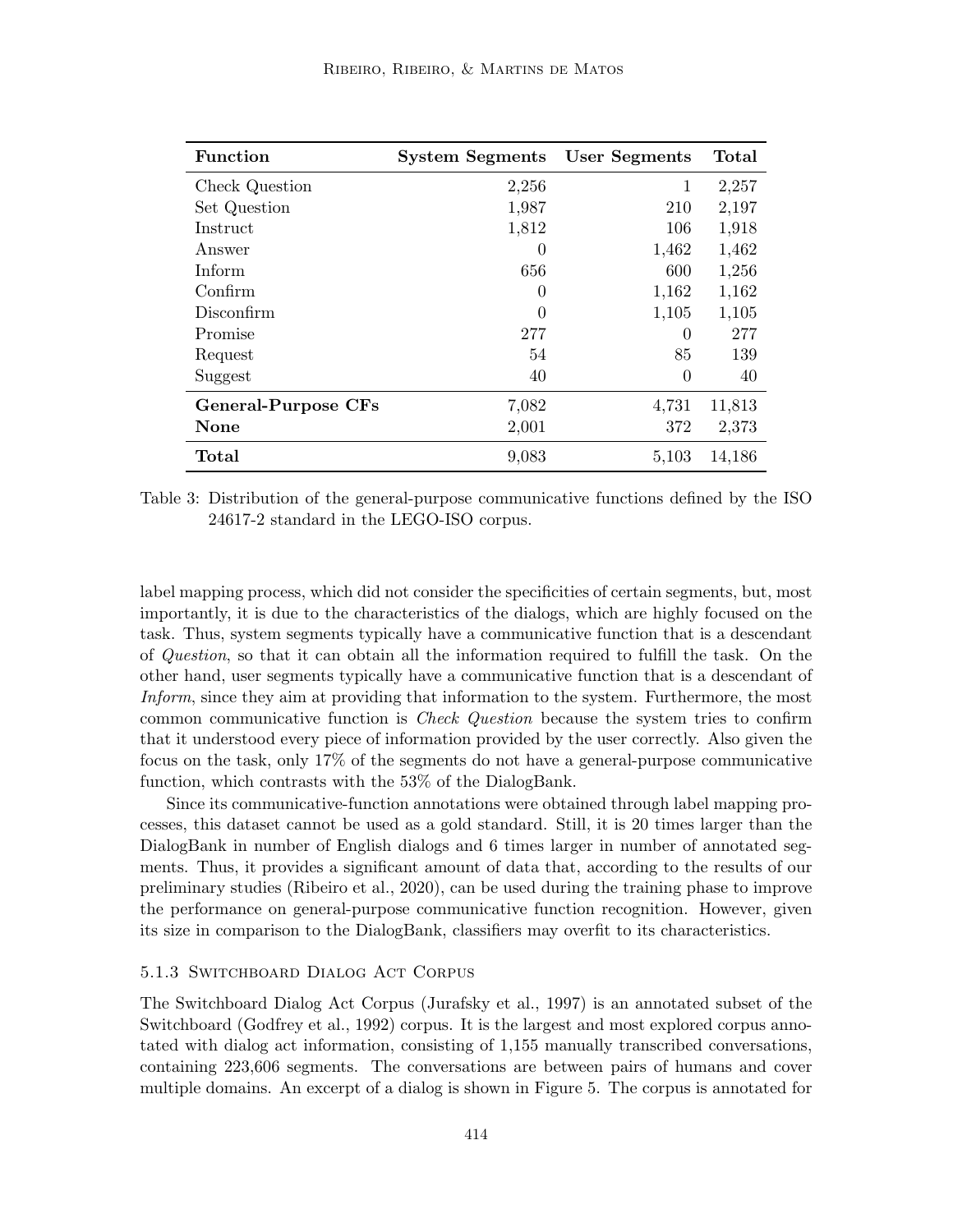| Function | System Segments | User Segments | Total |
|---|---|---|---|
| Check Question | 2,256 | 1 | 2,257 |
| Set Question | 1,987 | 210 | 2,197 |
| Instruct | 1,812 | 106 | 1,918 |
| Answer | 0 | 1,462 | 1,462 |
| Inform | 656 | 600 | 1,256 |
| Confirm | 0 | 1,162 | 1,162 |
| Disconfirm | 0 | 1,105 | 1,105 |
| Promise | 277 | 0 | 277 |
| Request | 54 | 85 | 139 |
| Suggest | 40 | 0 | 40 |
| **General-Purpose CFs** | 7,082 | 4,731 | 11,813 |
| **None** | 2,001 | 372 | 2,373 |
| **Total** | 9,083 | 5,103 | 14,186 |

Table 3: Distribution of the general-purpose communicative functions defined by the ISO 24617-2 standard in the LEGO-ISO corpus.

label mapping process, which did not consider the specificities of certain segments, but, most importantly, it is due to the characteristics of the dialogs, which are highly focused on the task. Thus, system segments typically have a communicative function that is a descendant of *Question*, so that it can obtain all the information required to fulfill the task. On the other hand, user segments typically have a communicative function that is a descendant of *Inform*, since they aim at providing that information to the system. Furthermore, the most common communicative function is *Check Question* because the system tries to confirm that it understood every piece of information provided by the user correctly. Also given the focus on the task, only 17% of the segments do not have a general-purpose communicative function, which contrasts with the 53% of the DialogBank.

Since its communicative-function annotations were obtained through label mapping processes, this dataset cannot be used as a gold standard. Still, it is 20 times larger than the DialogBank in number of English dialogs and 6 times larger in number of annotated segments. Thus, it provides a significant amount of data that, according to the results of our preliminary studies (Ribeiro et al., 2020), can be used during the training phase to improve the performance on general-purpose communicative function recognition. However, given its size in comparison to the DialogBank, classifiers may overfit to its characteristics.

#### 5.1.3 Switchboard Dialog Act Corpus

The Switchboard Dialog Act Corpus (Jurafsky et al., 1997) is an annotated subset of the Switchboard (Godfrey et al., 1992) corpus. It is the largest and most explored corpus annotated with dialog act information, consisting of 1,155 manually transcribed conversations, containing 223,606 segments. The conversations are between pairs of humans and cover multiple domains. An excerpt of a dialog is shown in Figure 5. The corpus is annotated for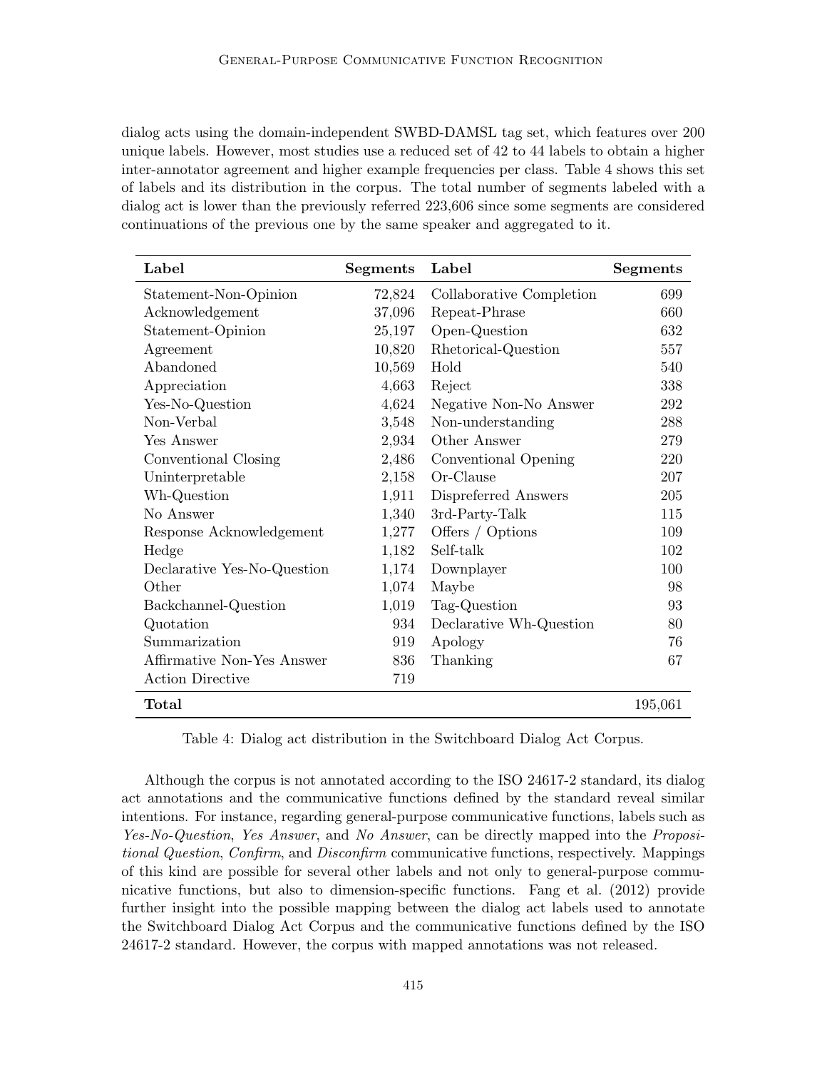dialog acts using the domain-independent SWBD-DAMSL tag set, which features over 200 unique labels. However, most studies use a reduced set of 42 to 44 labels to obtain a higher inter-annotator agreement and higher example frequencies per class. Table 4 shows this set of labels and its distribution in the corpus. The total number of segments labeled with a dialog act is lower than the previously referred 223,606 since some segments are considered continuations of the previous one by the same speaker and aggregated to it.

| **Label** | **Segments** | **Label** | **Segments** |
|---|---:|---|---:|
| Statement-Non-Opinion | 72,824 | Collaborative Completion | 699 |
| Acknowledgement | 37,096 | Repeat-Phrase | 660 |
| Statement-Opinion | 25,197 | Open-Question | 632 |
| Agreement | 10,820 | Rhetorical-Question | 557 |
| Abandoned | 10,569 | Hold | 540 |
| Appreciation | 4,663 | Reject | 338 |
| Yes-No-Question | 4,624 | Negative Non-No Answer | 292 |
| Non-Verbal | 3,548 | Non-understanding | 288 |
| Yes Answer | 2,934 | Other Answer | 279 |
| Conventional Closing | 2,486 | Conventional Opening | 220 |
| Uninterpretable | 2,158 | Or-Clause | 207 |
| Wh-Question | 1,911 | Dispreferred Answers | 205 |
| No Answer | 1,340 | 3rd-Party-Talk | 115 |
| Response Acknowledgement | 1,277 | Offers / Options | 109 |
| Hedge | 1,182 | Self-talk | 102 |
| Declarative Yes-No-Question | 1,174 | Downplayer | 100 |
| Other | 1,074 | Maybe | 98 |
| Backchannel-Question | 1,019 | Tag-Question | 93 |
| Quotation | 934 | Declarative Wh-Question | 80 |
| Summarization | 919 | Apology | 76 |
| Affirmative Non-Yes Answer | 836 | Thanking | 67 |
| Action Directive | 719 | | |
| **Total** | | | 195,061 |

Table 4: Dialog act distribution in the Switchboard Dialog Act Corpus.

Although the corpus is not annotated according to the ISO 24617-2 standard, its dialog act annotations and the communicative functions defined by the standard reveal similar intentions. For instance, regarding general-purpose communicative functions, labels such as *Yes-No-Question*, *Yes Answer*, and *No Answer*, can be directly mapped into the *Propositional Question*, *Confirm*, and *Disconfirm* communicative functions, respectively. Mappings of this kind are possible for several other labels and not only to general-purpose communicative functions, but also to dimension-specific functions. Fang et al. (2012) provide further insight into the possible mapping between the dialog act labels used to annotate the Switchboard Dialog Act Corpus and the communicative functions defined by the ISO 24617-2 standard. However, the corpus with mapped annotations was not released.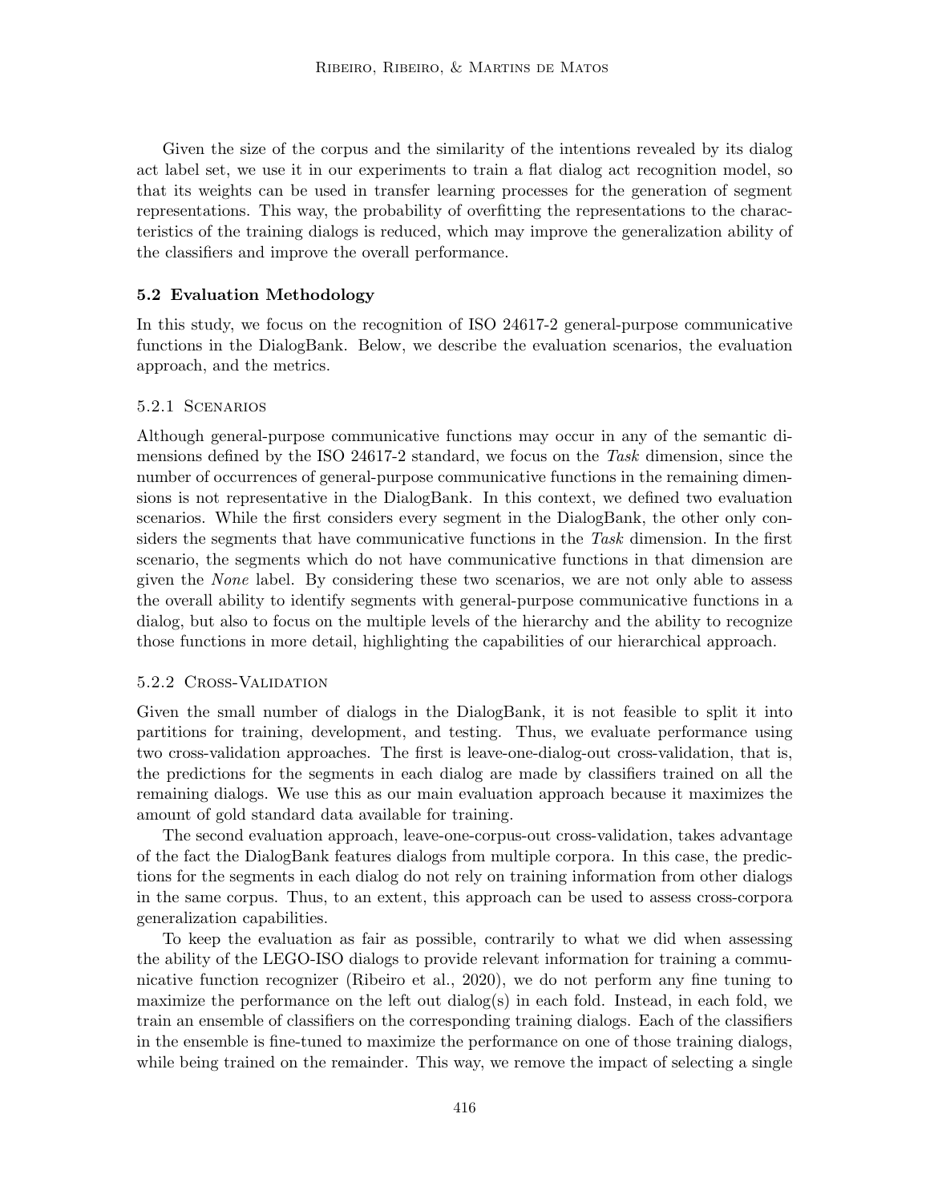Given the size of the corpus and the similarity of the intentions revealed by its dialog act label set, we use it in our experiments to train a flat dialog act recognition model, so that its weights can be used in transfer learning processes for the generation of segment representations. This way, the probability of overfitting the representations to the characteristics of the training dialogs is reduced, which may improve the generalization ability of the classifiers and improve the overall performance.

### 5.2 Evaluation Methodology

In this study, we focus on the recognition of ISO 24617-2 general-purpose communicative functions in the DialogBank. Below, we describe the evaluation scenarios, the evaluation approach, and the metrics.

#### 5.2.1 Scenarios

Although general-purpose communicative functions may occur in any of the semantic dimensions defined by the ISO 24617-2 standard, we focus on the *Task* dimension, since the number of occurrences of general-purpose communicative functions in the remaining dimensions is not representative in the DialogBank. In this context, we defined two evaluation scenarios. While the first considers every segment in the DialogBank, the other only considers the segments that have communicative functions in the *Task* dimension. In the first scenario, the segments which do not have communicative functions in that dimension are given the *None* label. By considering these two scenarios, we are not only able to assess the overall ability to identify segments with general-purpose communicative functions in a dialog, but also to focus on the multiple levels of the hierarchy and the ability to recognize those functions in more detail, highlighting the capabilities of our hierarchical approach.

#### 5.2.2 Cross-Validation

Given the small number of dialogs in the DialogBank, it is not feasible to split it into partitions for training, development, and testing. Thus, we evaluate performance using two cross-validation approaches. The first is leave-one-dialog-out cross-validation, that is, the predictions for the segments in each dialog are made by classifiers trained on all the remaining dialogs. We use this as our main evaluation approach because it maximizes the amount of gold standard data available for training.

The second evaluation approach, leave-one-corpus-out cross-validation, takes advantage of the fact the DialogBank features dialogs from multiple corpora. In this case, the predictions for the segments in each dialog do not rely on training information from other dialogs in the same corpus. Thus, to an extent, this approach can be used to assess cross-corpora generalization capabilities.

To keep the evaluation as fair as possible, contrarily to what we did when assessing the ability of the LEGO-ISO dialogs to provide relevant information for training a communicative function recognizer (Ribeiro et al., 2020), we do not perform any fine tuning to maximize the performance on the left out dialog(s) in each fold. Instead, in each fold, we train an ensemble of classifiers on the corresponding training dialogs. Each of the classifiers in the ensemble is fine-tuned to maximize the performance on one of those training dialogs, while being trained on the remainder. This way, we remove the impact of selecting a single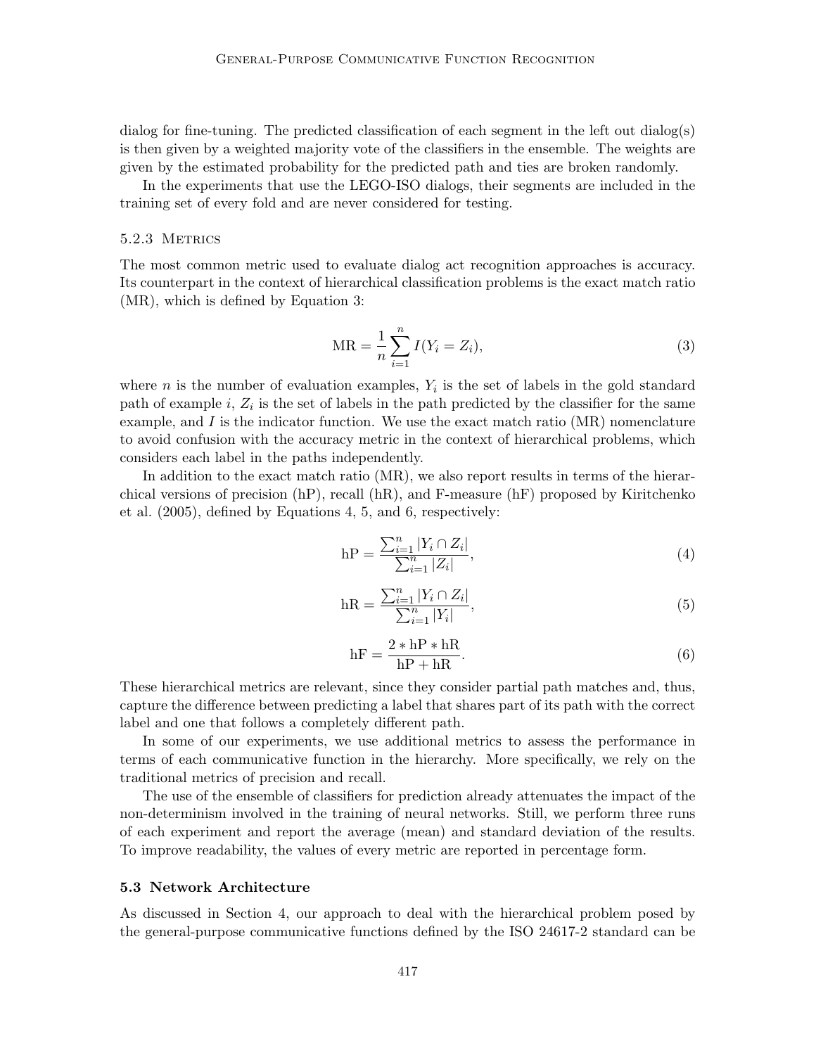dialog for fine-tuning. The predicted classification of each segment in the left out dialog(s) is then given by a weighted majority vote of the classifiers in the ensemble. The weights are given by the estimated probability for the predicted path and ties are broken randomly.

In the experiments that use the LEGO-ISO dialogs, their segments are included in the training set of every fold and are never considered for testing.

#### 5.2.3 Metrics

The most common metric used to evaluate dialog act recognition approaches is accuracy. Its counterpart in the context of hierarchical classification problems is the exact match ratio (MR), which is defined by Equation 3:

$$\text{MR} = \frac{1}{n}\sum_{i=1}^{n} I(Y_i = Z_i), \tag{3}$$

where $n$ is the number of evaluation examples, $Y_i$ is the set of labels in the gold standard path of example $i$, $Z_i$ is the set of labels in the path predicted by the classifier for the same example, and $I$ is the indicator function. We use the exact match ratio (MR) nomenclature to avoid confusion with the accuracy metric in the context of hierarchical problems, which considers each label in the paths independently.

In addition to the exact match ratio (MR), we also report results in terms of the hierarchical versions of precision (hP), recall (hR), and F-measure (hF) proposed by Kiritchenko et al. (2005), defined by Equations 4, 5, and 6, respectively:

$$\text{hP} = \frac{\sum_{i=1}^{n} |Y_i \cap Z_i|}{\sum_{i=1}^{n} |Z_i|}, \tag{4}$$

$$\text{hR} = \frac{\sum_{i=1}^{n} |Y_i \cap Z_i|}{\sum_{i=1}^{n} |Y_i|}, \tag{5}$$

$$\text{hF} = \frac{2 * \text{hP} * \text{hR}}{\text{hP} + \text{hR}}. \tag{6}$$

These hierarchical metrics are relevant, since they consider partial path matches and, thus, capture the difference between predicting a label that shares part of its path with the correct label and one that follows a completely different path.

In some of our experiments, we use additional metrics to assess the performance in terms of each communicative function in the hierarchy. More specifically, we rely on the traditional metrics of precision and recall.

The use of the ensemble of classifiers for prediction already attenuates the impact of the non-determinism involved in the training of neural networks. Still, we perform three runs of each experiment and report the average (mean) and standard deviation of the results. To improve readability, the values of every metric are reported in percentage form.

### 5.3 Network Architecture

As discussed in Section 4, our approach to deal with the hierarchical problem posed by the general-purpose communicative functions defined by the ISO 24617-2 standard can be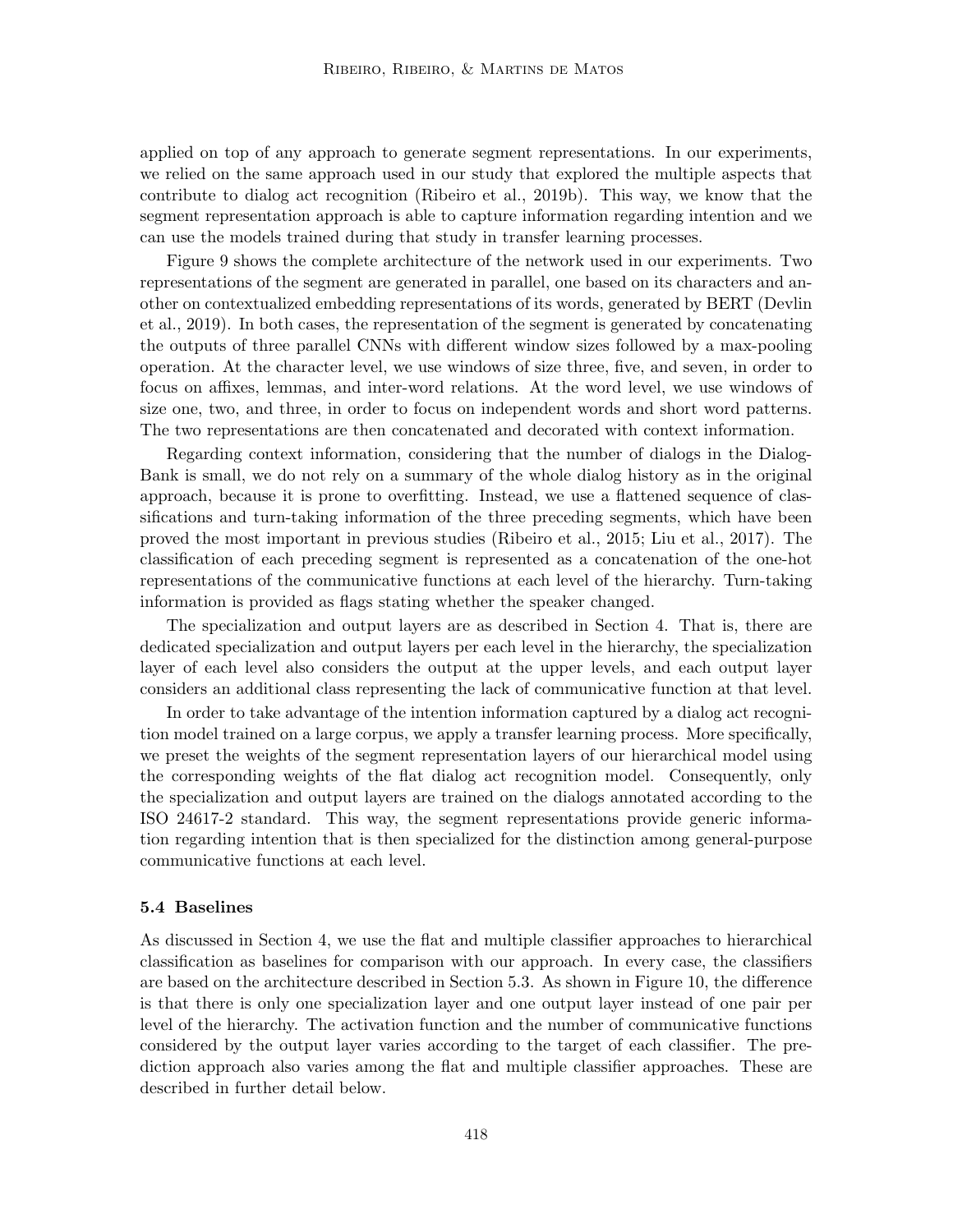applied on top of any approach to generate segment representations. In our experiments, we relied on the same approach used in our study that explored the multiple aspects that contribute to dialog act recognition (Ribeiro et al., 2019b). This way, we know that the segment representation approach is able to capture information regarding intention and we can use the models trained during that study in transfer learning processes.

Figure 9 shows the complete architecture of the network used in our experiments. Two representations of the segment are generated in parallel, one based on its characters and another on contextualized embedding representations of its words, generated by BERT (Devlin et al., 2019). In both cases, the representation of the segment is generated by concatenating the outputs of three parallel CNNs with different window sizes followed by a max-pooling operation. At the character level, we use windows of size three, five, and seven, in order to focus on affixes, lemmas, and inter-word relations. At the word level, we use windows of size one, two, and three, in order to focus on independent words and short word patterns. The two representations are then concatenated and decorated with context information.

Regarding context information, considering that the number of dialogs in the DialogBank is small, we do not rely on a summary of the whole dialog history as in the original approach, because it is prone to overfitting. Instead, we use a flattened sequence of classifications and turn-taking information of the three preceding segments, which have been proved the most important in previous studies (Ribeiro et al., 2015; Liu et al., 2017). The classification of each preceding segment is represented as a concatenation of the one-hot representations of the communicative functions at each level of the hierarchy. Turn-taking information is provided as flags stating whether the speaker changed.

The specialization and output layers are as described in Section 4. That is, there are dedicated specialization and output layers per each level in the hierarchy, the specialization layer of each level also considers the output at the upper levels, and each output layer considers an additional class representing the lack of communicative function at that level.

In order to take advantage of the intention information captured by a dialog act recognition model trained on a large corpus, we apply a transfer learning process. More specifically, we preset the weights of the segment representation layers of our hierarchical model using the corresponding weights of the flat dialog act recognition model. Consequently, only the specialization and output layers are trained on the dialogs annotated according to the ISO 24617-2 standard. This way, the segment representations provide generic information regarding intention that is then specialized for the distinction among general-purpose communicative functions at each level.

### 5.4 Baselines

As discussed in Section 4, we use the flat and multiple classifier approaches to hierarchical classification as baselines for comparison with our approach. In every case, the classifiers are based on the architecture described in Section 5.3. As shown in Figure 10, the difference is that there is only one specialization layer and one output layer instead of one pair per level of the hierarchy. The activation function and the number of communicative functions considered by the output layer varies according to the target of each classifier. The prediction approach also varies among the flat and multiple classifier approaches. These are described in further detail below.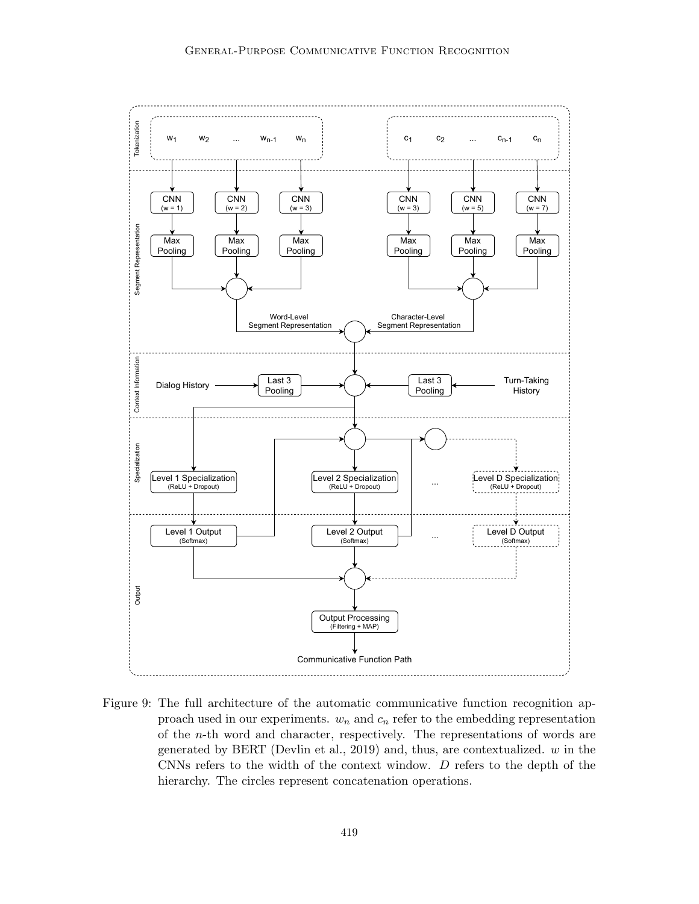Figure 9: The full architecture of the automatic communicative function recognition approach used in our experiments. $w_n$ and $c_n$ refer to the embedding representation of the $n$-th word and character, respectively. The representations of words are generated by BERT (Devlin et al., 2019) and, thus, are contextualized. $w$ in the CNNs refers to the width of the context window. $D$ refers to the depth of the hierarchy. The circles represent concatenation operations.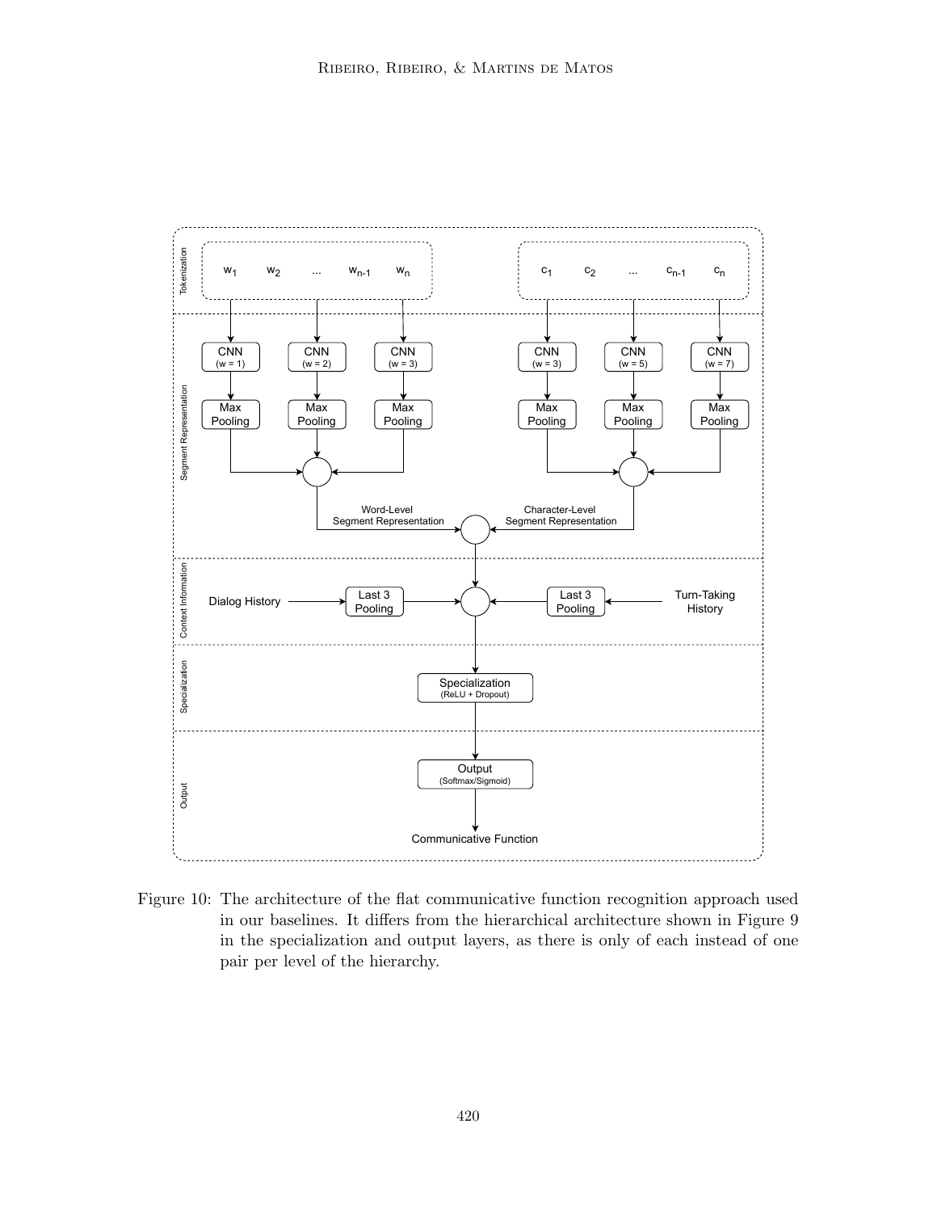Figure 10: The architecture of the flat communicative function recognition approach used in our baselines. It differs from the hierarchical architecture shown in Figure 9 in the specialization and output layers, as there is only of each instead of one pair per level of the hierarchy.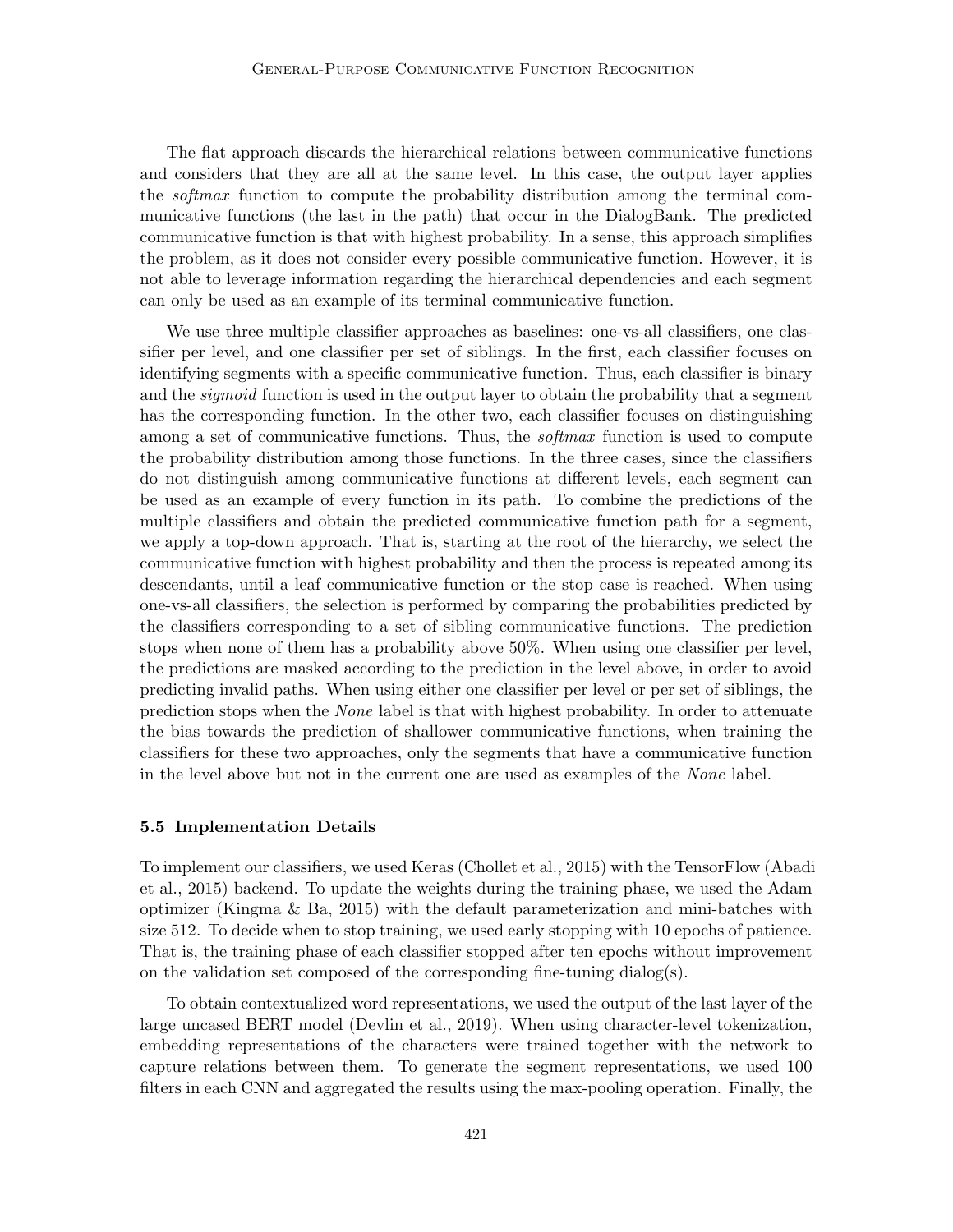The flat approach discards the hierarchical relations between communicative functions and considers that they are all at the same level. In this case, the output layer applies the *softmax* function to compute the probability distribution among the terminal communicative functions (the last in the path) that occur in the DialogBank. The predicted communicative function is that with highest probability. In a sense, this approach simplifies the problem, as it does not consider every possible communicative function. However, it is not able to leverage information regarding the hierarchical dependencies and each segment can only be used as an example of its terminal communicative function.

We use three multiple classifier approaches as baselines: one-vs-all classifiers, one classifier per level, and one classifier per set of siblings. In the first, each classifier focuses on identifying segments with a specific communicative function. Thus, each classifier is binary and the *sigmoid* function is used in the output layer to obtain the probability that a segment has the corresponding function. In the other two, each classifier focuses on distinguishing among a set of communicative functions. Thus, the *softmax* function is used to compute the probability distribution among those functions. In the three cases, since the classifiers do not distinguish among communicative functions at different levels, each segment can be used as an example of every function in its path. To combine the predictions of the multiple classifiers and obtain the predicted communicative function path for a segment, we apply a top-down approach. That is, starting at the root of the hierarchy, we select the communicative function with highest probability and then the process is repeated among its descendants, until a leaf communicative function or the stop case is reached. When using one-vs-all classifiers, the selection is performed by comparing the probabilities predicted by the classifiers corresponding to a set of sibling communicative functions. The prediction stops when none of them has a probability above 50%. When using one classifier per level, the predictions are masked according to the prediction in the level above, in order to avoid predicting invalid paths. When using either one classifier per level or per set of siblings, the prediction stops when the *None* label is that with highest probability. In order to attenuate the bias towards the prediction of shallower communicative functions, when training the classifiers for these two approaches, only the segments that have a communicative function in the level above but not in the current one are used as examples of the *None* label.

### 5.5 Implementation Details

To implement our classifiers, we used Keras (Chollet et al., 2015) with the TensorFlow (Abadi et al., 2015) backend. To update the weights during the training phase, we used the Adam optimizer (Kingma & Ba, 2015) with the default parameterization and mini-batches with size 512. To decide when to stop training, we used early stopping with 10 epochs of patience. That is, the training phase of each classifier stopped after ten epochs without improvement on the validation set composed of the corresponding fine-tuning dialog(s).

To obtain contextualized word representations, we used the output of the last layer of the large uncased BERT model (Devlin et al., 2019). When using character-level tokenization, embedding representations of the characters were trained together with the network to capture relations between them. To generate the segment representations, we used 100 filters in each CNN and aggregated the results using the max-pooling operation. Finally, the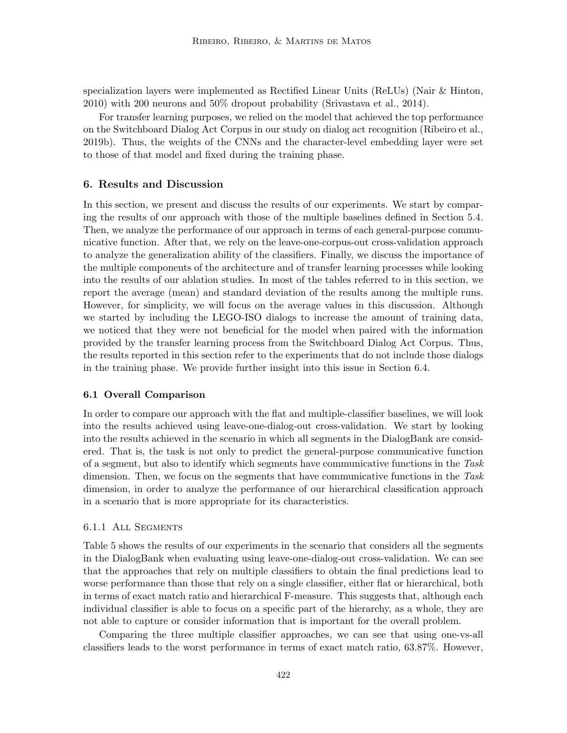specialization layers were implemented as Rectified Linear Units (ReLUs) (Nair & Hinton, 2010) with 200 neurons and 50% dropout probability (Srivastava et al., 2014).

For transfer learning purposes, we relied on the model that achieved the top performance on the Switchboard Dialog Act Corpus in our study on dialog act recognition (Ribeiro et al., 2019b). Thus, the weights of the CNNs and the character-level embedding layer were set to those of that model and fixed during the training phase.

## 6. Results and Discussion

In this section, we present and discuss the results of our experiments. We start by comparing the results of our approach with those of the multiple baselines defined in Section 5.4. Then, we analyze the performance of our approach in terms of each general-purpose communicative function. After that, we rely on the leave-one-corpus-out cross-validation approach to analyze the generalization ability of the classifiers. Finally, we discuss the importance of the multiple components of the architecture and of transfer learning processes while looking into the results of our ablation studies. In most of the tables referred to in this section, we report the average (mean) and standard deviation of the results among the multiple runs. However, for simplicity, we will focus on the average values in this discussion. Although we started by including the LEGO-ISO dialogs to increase the amount of training data, we noticed that they were not beneficial for the model when paired with the information provided by the transfer learning process from the Switchboard Dialog Act Corpus. Thus, the results reported in this section refer to the experiments that do not include those dialogs in the training phase. We provide further insight into this issue in Section 6.4.

### 6.1 Overall Comparison

In order to compare our approach with the flat and multiple-classifier baselines, we will look into the results achieved using leave-one-dialog-out cross-validation. We start by looking into the results achieved in the scenario in which all segments in the DialogBank are considered. That is, the task is not only to predict the general-purpose communicative function of a segment, but also to identify which segments have communicative functions in the *Task* dimension. Then, we focus on the segments that have communicative functions in the *Task* dimension, in order to analyze the performance of our hierarchical classification approach in a scenario that is more appropriate for its characteristics.

#### 6.1.1 All Segments

Table 5 shows the results of our experiments in the scenario that considers all the segments in the DialogBank when evaluating using leave-one-dialog-out cross-validation. We can see that the approaches that rely on multiple classifiers to obtain the final predictions lead to worse performance than those that rely on a single classifier, either flat or hierarchical, both in terms of exact match ratio and hierarchical F-measure. This suggests that, although each individual classifier is able to focus on a specific part of the hierarchy, as a whole, they are not able to capture or consider information that is important for the overall problem.

Comparing the three multiple classifier approaches, we can see that using one-vs-all classifiers leads to the worst performance in terms of exact match ratio, 63.87%. However,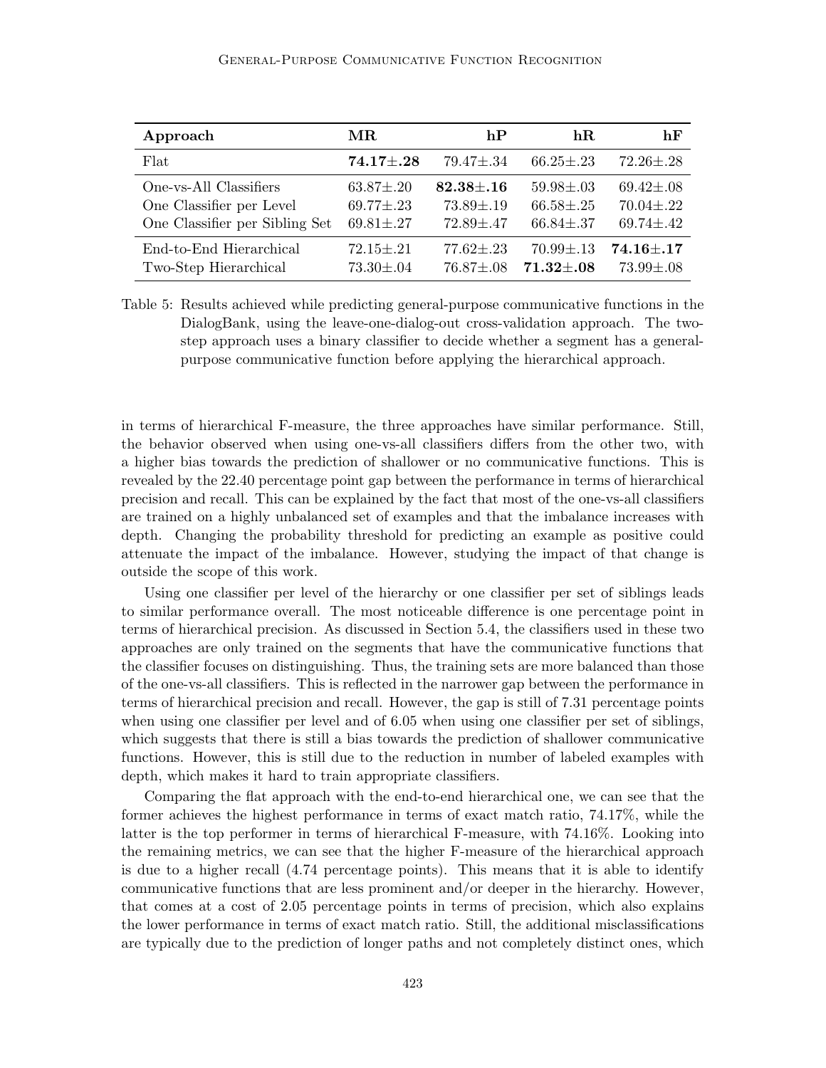| **Approach** | **MR** | **hP** | **hR** | **hF** |
|---|---|---|---|---|
| Flat | **74.17±.28** | 79.47±.34 | 66.25±.23 | 72.26±.28 |
| One-vs-All Classifiers | 63.87±.20 | **82.38±.16** | 59.98±.03 | 69.42±.08 |
| One Classifier per Level | 69.77±.23 | 73.89±.19 | 66.58±.25 | 70.04±.22 |
| One Classifier per Sibling Set | 69.81±.27 | 72.89±.47 | 66.84±.37 | 69.74±.42 |
| End-to-End Hierarchical | 72.15±.21 | 77.62±.23 | 70.99±.13 | **74.16±.17** |
| Two-Step Hierarchical | 73.30±.04 | 76.87±.08 | **71.32±.08** | 73.99±.08 |

Table 5: Results achieved while predicting general-purpose communicative functions in the DialogBank, using the leave-one-dialog-out cross-validation approach. The two-step approach uses a binary classifier to decide whether a segment has a general-purpose communicative function before applying the hierarchical approach.

in terms of hierarchical F-measure, the three approaches have similar performance. Still, the behavior observed when using one-vs-all classifiers differs from the other two, with a higher bias towards the prediction of shallower or no communicative functions. This is revealed by the 22.40 percentage point gap between the performance in terms of hierarchical precision and recall. This can be explained by the fact that most of the one-vs-all classifiers are trained on a highly unbalanced set of examples and that the imbalance increases with depth. Changing the probability threshold for predicting an example as positive could attenuate the impact of the imbalance. However, studying the impact of that change is outside the scope of this work.

Using one classifier per level of the hierarchy or one classifier per set of siblings leads to similar performance overall. The most noticeable difference is one percentage point in terms of hierarchical precision. As discussed in Section 5.4, the classifiers used in these two approaches are only trained on the segments that have the communicative functions that the classifier focuses on distinguishing. Thus, the training sets are more balanced than those of the one-vs-all classifiers. This is reflected in the narrower gap between the performance in terms of hierarchical precision and recall. However, the gap is still of 7.31 percentage points when using one classifier per level and of 6.05 when using one classifier per set of siblings, which suggests that there is still a bias towards the prediction of shallower communicative functions. However, this is still due to the reduction in number of labeled examples with depth, which makes it hard to train appropriate classifiers.

Comparing the flat approach with the end-to-end hierarchical one, we can see that the former achieves the highest performance in terms of exact match ratio, 74.17%, while the latter is the top performer in terms of hierarchical F-measure, with 74.16%. Looking into the remaining metrics, we can see that the higher F-measure of the hierarchical approach is due to a higher recall (4.74 percentage points). This means that it is able to identify communicative functions that are less prominent and/or deeper in the hierarchy. However, that comes at a cost of 2.05 percentage points in terms of precision, which also explains the lower performance in terms of exact match ratio. Still, the additional misclassifications are typically due to the prediction of longer paths and not completely distinct ones, which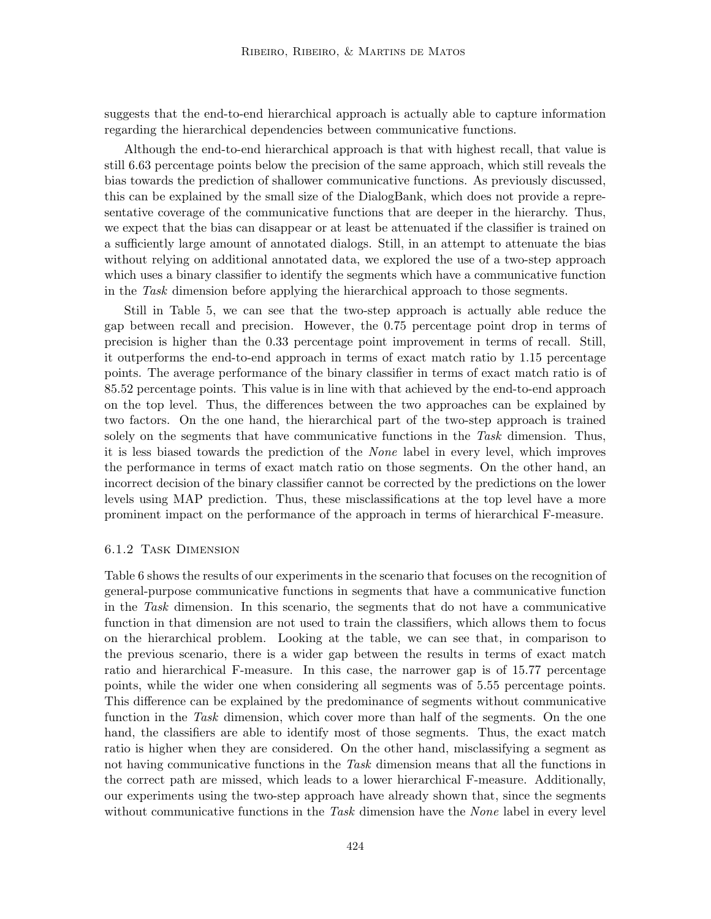suggests that the end-to-end hierarchical approach is actually able to capture information regarding the hierarchical dependencies between communicative functions.

Although the end-to-end hierarchical approach is that with highest recall, that value is still 6.63 percentage points below the precision of the same approach, which still reveals the bias towards the prediction of shallower communicative functions. As previously discussed, this can be explained by the small size of the DialogBank, which does not provide a representative coverage of the communicative functions that are deeper in the hierarchy. Thus, we expect that the bias can disappear or at least be attenuated if the classifier is trained on a sufficiently large amount of annotated dialogs. Still, in an attempt to attenuate the bias without relying on additional annotated data, we explored the use of a two-step approach which uses a binary classifier to identify the segments which have a communicative function in the *Task* dimension before applying the hierarchical approach to those segments.

Still in Table 5, we can see that the two-step approach is actually able reduce the gap between recall and precision. However, the 0.75 percentage point drop in terms of precision is higher than the 0.33 percentage point improvement in terms of recall. Still, it outperforms the end-to-end approach in terms of exact match ratio by 1.15 percentage points. The average performance of the binary classifier in terms of exact match ratio is of 85.52 percentage points. This value is in line with that achieved by the end-to-end approach on the top level. Thus, the differences between the two approaches can be explained by two factors. On the one hand, the hierarchical part of the two-step approach is trained solely on the segments that have communicative functions in the *Task* dimension. Thus, it is less biased towards the prediction of the *None* label in every level, which improves the performance in terms of exact match ratio on those segments. On the other hand, an incorrect decision of the binary classifier cannot be corrected by the predictions on the lower levels using MAP prediction. Thus, these misclassifications at the top level have a more prominent impact on the performance of the approach in terms of hierarchical F-measure.

#### 6.1.2 Task Dimension

Table 6 shows the results of our experiments in the scenario that focuses on the recognition of general-purpose communicative functions in segments that have a communicative function in the *Task* dimension. In this scenario, the segments that do not have a communicative function in that dimension are not used to train the classifiers, which allows them to focus on the hierarchical problem. Looking at the table, we can see that, in comparison to the previous scenario, there is a wider gap between the results in terms of exact match ratio and hierarchical F-measure. In this case, the narrower gap is of 15.77 percentage points, while the wider one when considering all segments was of 5.55 percentage points. This difference can be explained by the predominance of segments without communicative function in the *Task* dimension, which cover more than half of the segments. On the one hand, the classifiers are able to identify most of those segments. Thus, the exact match ratio is higher when they are considered. On the other hand, misclassifying a segment as not having communicative functions in the *Task* dimension means that all the functions in the correct path are missed, which leads to a lower hierarchical F-measure. Additionally, our experiments using the two-step approach have already shown that, since the segments without communicative functions in the *Task* dimension have the *None* label in every level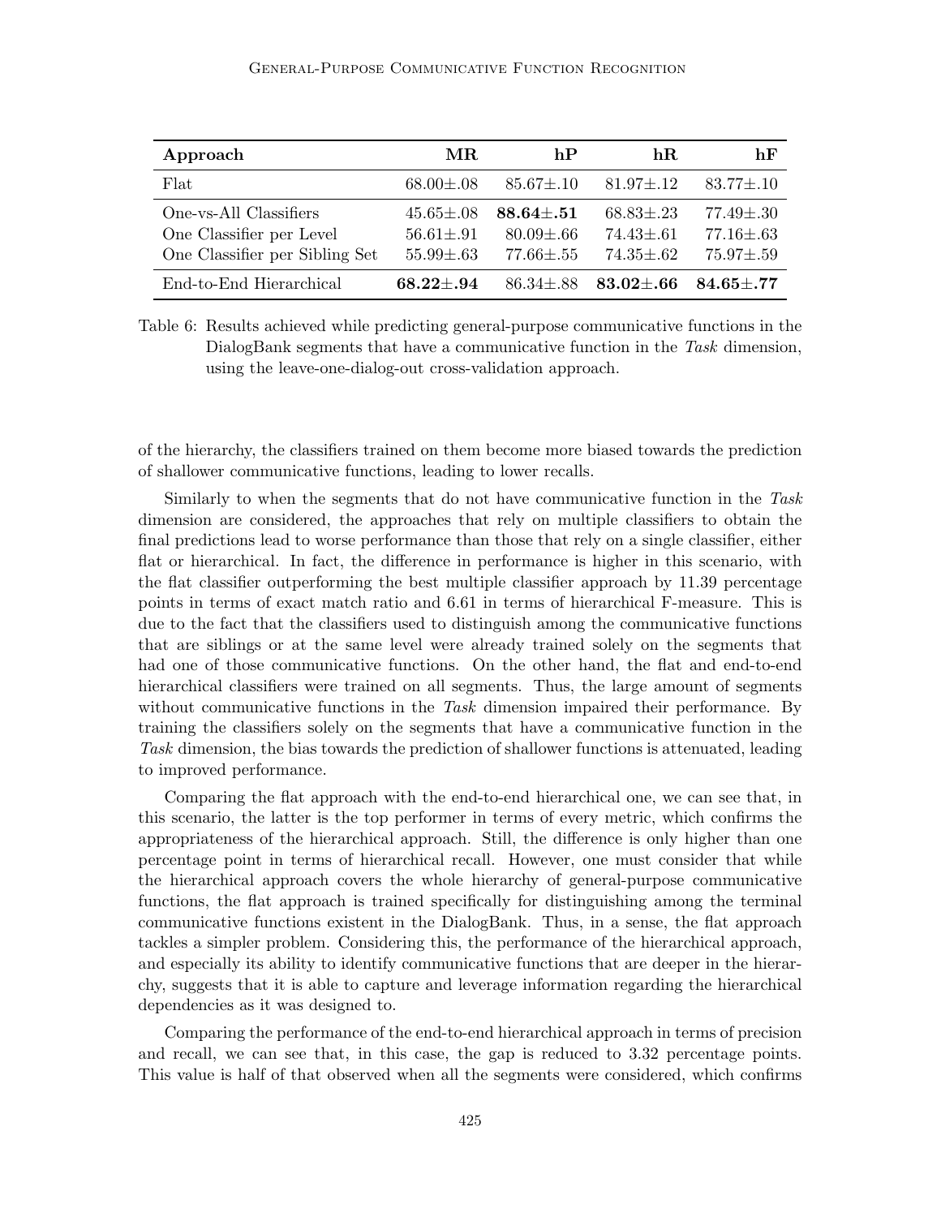| **Approach** | **MR** | **hP** | **hR** | **hF** |
|---|---|---|---|---|
| Flat | 68.00±.08 | 85.67±.10 | 81.97±.12 | 83.77±.10 |
| One-vs-All Classifiers | 45.65±.08 | **88.64±.51** | 68.83±.23 | 77.49±.30 |
| One Classifier per Level | 56.61±.91 | 80.09±.66 | 74.43±.61 | 77.16±.63 |
| One Classifier per Sibling Set | 55.99±.63 | 77.66±.55 | 74.35±.62 | 75.97±.59 |
| End-to-End Hierarchical | **68.22±.94** | 86.34±.88 | **83.02±.66** | **84.65±.77** |

Table 6: Results achieved while predicting general-purpose communicative functions in the DialogBank segments that have a communicative function in the *Task* dimension, using the leave-one-dialog-out cross-validation approach.

of the hierarchy, the classifiers trained on them become more biased towards the prediction of shallower communicative functions, leading to lower recalls.

Similarly to when the segments that do not have communicative function in the *Task* dimension are considered, the approaches that rely on multiple classifiers to obtain the final predictions lead to worse performance than those that rely on a single classifier, either flat or hierarchical. In fact, the difference in performance is higher in this scenario, with the flat classifier outperforming the best multiple classifier approach by 11.39 percentage points in terms of exact match ratio and 6.61 in terms of hierarchical F-measure. This is due to the fact that the classifiers used to distinguish among the communicative functions that are siblings or at the same level were already trained solely on the segments that had one of those communicative functions. On the other hand, the flat and end-to-end hierarchical classifiers were trained on all segments. Thus, the large amount of segments without communicative functions in the *Task* dimension impaired their performance. By training the classifiers solely on the segments that have a communicative function in the *Task* dimension, the bias towards the prediction of shallower functions is attenuated, leading to improved performance.

Comparing the flat approach with the end-to-end hierarchical one, we can see that, in this scenario, the latter is the top performer in terms of every metric, which confirms the appropriateness of the hierarchical approach. Still, the difference is only higher than one percentage point in terms of hierarchical recall. However, one must consider that while the hierarchical approach covers the whole hierarchy of general-purpose communicative functions, the flat approach is trained specifically for distinguishing among the terminal communicative functions existent in the DialogBank. Thus, in a sense, the flat approach tackles a simpler problem. Considering this, the performance of the hierarchical approach, and especially its ability to identify communicative functions that are deeper in the hierarchy, suggests that it is able to capture and leverage information regarding the hierarchical dependencies as it was designed to.

Comparing the performance of the end-to-end hierarchical approach in terms of precision and recall, we can see that, in this case, the gap is reduced to 3.32 percentage points. This value is half of that observed when all the segments were considered, which confirms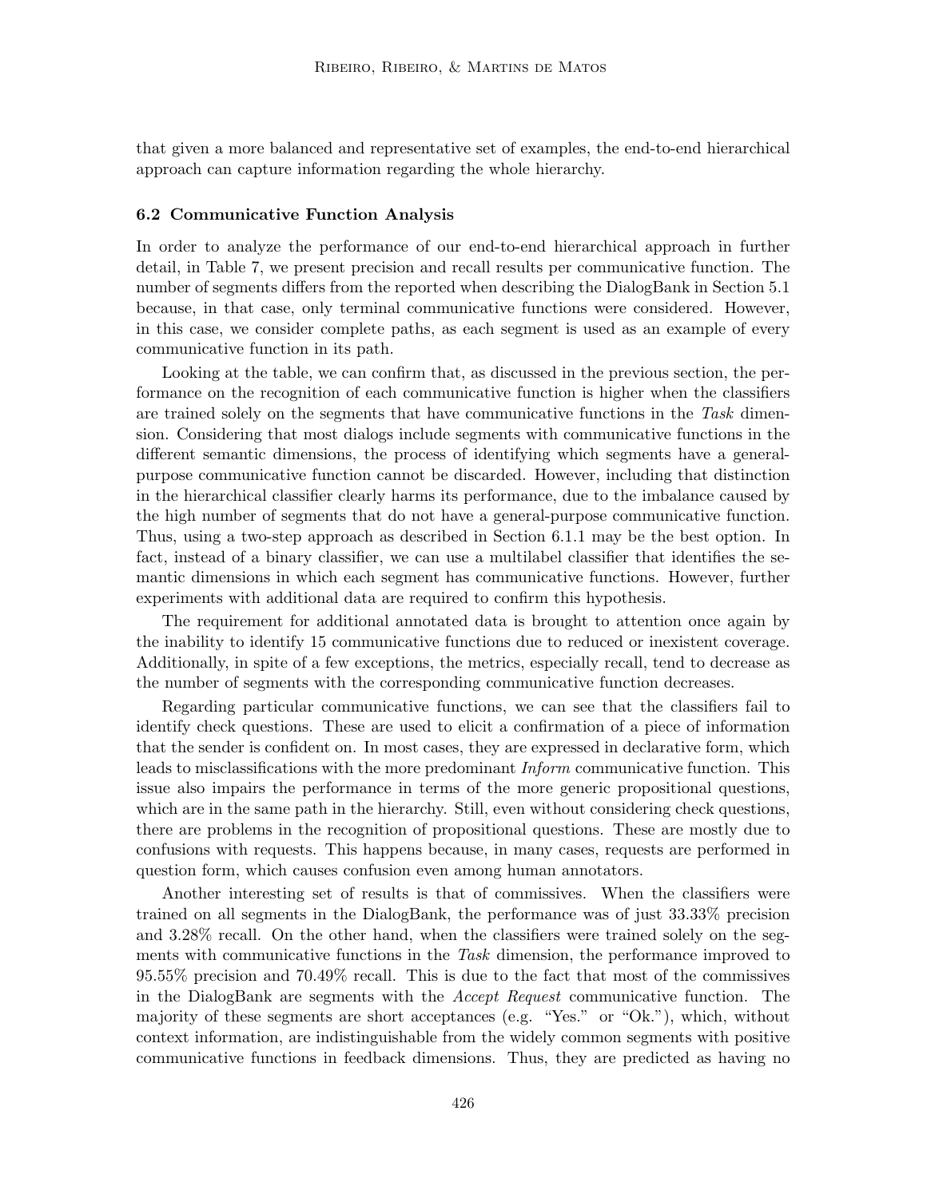that given a more balanced and representative set of examples, the end-to-end hierarchical approach can capture information regarding the whole hierarchy.

### 6.2 Communicative Function Analysis

In order to analyze the performance of our end-to-end hierarchical approach in further detail, in Table 7, we present precision and recall results per communicative function. The number of segments differs from the reported when describing the DialogBank in Section 5.1 because, in that case, only terminal communicative functions were considered. However, in this case, we consider complete paths, as each segment is used as an example of every communicative function in its path.

Looking at the table, we can confirm that, as discussed in the previous section, the performance on the recognition of each communicative function is higher when the classifiers are trained solely on the segments that have communicative functions in the *Task* dimension. Considering that most dialogs include segments with communicative functions in the different semantic dimensions, the process of identifying which segments have a general-purpose communicative function cannot be discarded. However, including that distinction in the hierarchical classifier clearly harms its performance, due to the imbalance caused by the high number of segments that do not have a general-purpose communicative function. Thus, using a two-step approach as described in Section 6.1.1 may be the best option. In fact, instead of a binary classifier, we can use a multilabel classifier that identifies the semantic dimensions in which each segment has communicative functions. However, further experiments with additional data are required to confirm this hypothesis.

The requirement for additional annotated data is brought to attention once again by the inability to identify 15 communicative functions due to reduced or inexistent coverage. Additionally, in spite of a few exceptions, the metrics, especially recall, tend to decrease as the number of segments with the corresponding communicative function decreases.

Regarding particular communicative functions, we can see that the classifiers fail to identify check questions. These are used to elicit a confirmation of a piece of information that the sender is confident on. In most cases, they are expressed in declarative form, which leads to misclassifications with the more predominant *Inform* communicative function. This issue also impairs the performance in terms of the more generic propositional questions, which are in the same path in the hierarchy. Still, even without considering check questions, there are problems in the recognition of propositional questions. These are mostly due to confusions with requests. This happens because, in many cases, requests are performed in question form, which causes confusion even among human annotators.

Another interesting set of results is that of commissives. When the classifiers were trained on all segments in the DialogBank, the performance was of just 33.33% precision and 3.28% recall. On the other hand, when the classifiers were trained solely on the segments with communicative functions in the *Task* dimension, the performance improved to 95.55% precision and 70.49% recall. This is due to the fact that most of the commissives in the DialogBank are segments with the *Accept Request* communicative function. The majority of these segments are short acceptances (e.g. "Yes." or "Ok."), which, without context information, are indistinguishable from the widely common segments with positive communicative functions in feedback dimensions. Thus, they are predicted as having no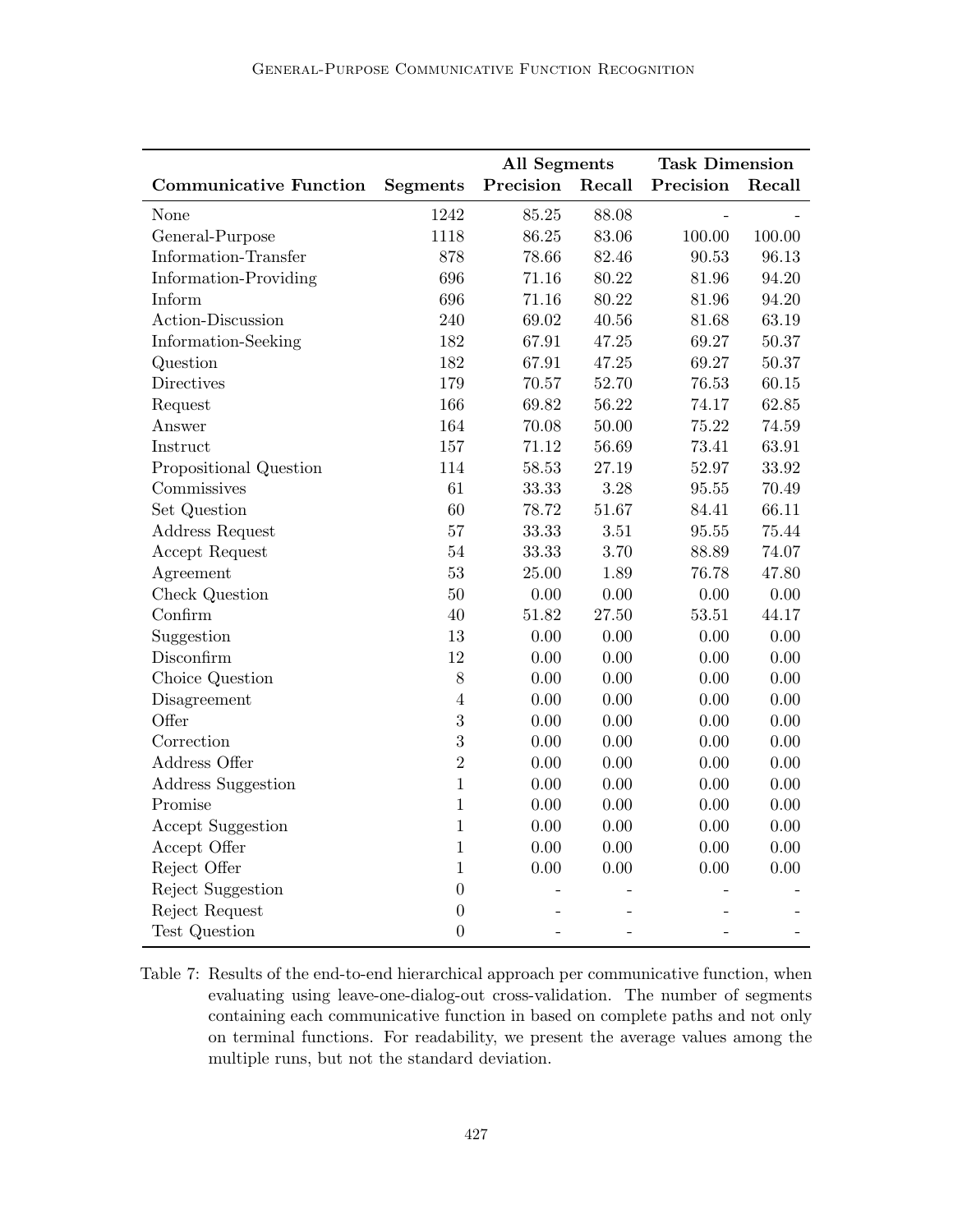| Communicative Function | Segments | All Segments Precision | All Segments Recall | Task Dimension Precision | Task Dimension Recall |
|---|---|---|---|---|---|
| None | 1242 | 85.25 | 88.08 | - | - |
| General-Purpose | 1118 | 86.25 | 83.06 | 100.00 | 100.00 |
| Information-Transfer | 878 | 78.66 | 82.46 | 90.53 | 96.13 |
| Information-Providing | 696 | 71.16 | 80.22 | 81.96 | 94.20 |
| Inform | 696 | 71.16 | 80.22 | 81.96 | 94.20 |
| Action-Discussion | 240 | 69.02 | 40.56 | 81.68 | 63.19 |
| Information-Seeking | 182 | 67.91 | 47.25 | 69.27 | 50.37 |
| Question | 182 | 67.91 | 47.25 | 69.27 | 50.37 |
| Directives | 179 | 70.57 | 52.70 | 76.53 | 60.15 |
| Request | 166 | 69.82 | 56.22 | 74.17 | 62.85 |
| Answer | 164 | 70.08 | 50.00 | 75.22 | 74.59 |
| Instruct | 157 | 71.12 | 56.69 | 73.41 | 63.91 |
| Propositional Question | 114 | 58.53 | 27.19 | 52.97 | 33.92 |
| Commissives | 61 | 33.33 | 3.28 | 95.55 | 70.49 |
| Set Question | 60 | 78.72 | 51.67 | 84.41 | 66.11 |
| Address Request | 57 | 33.33 | 3.51 | 95.55 | 75.44 |
| Accept Request | 54 | 33.33 | 3.70 | 88.89 | 74.07 |
| Agreement | 53 | 25.00 | 1.89 | 76.78 | 47.80 |
| Check Question | 50 | 0.00 | 0.00 | 0.00 | 0.00 |
| Confirm | 40 | 51.82 | 27.50 | 53.51 | 44.17 |
| Suggestion | 13 | 0.00 | 0.00 | 0.00 | 0.00 |
| Disconfirm | 12 | 0.00 | 0.00 | 0.00 | 0.00 |
| Choice Question | 8 | 0.00 | 0.00 | 0.00 | 0.00 |
| Disagreement | 4 | 0.00 | 0.00 | 0.00 | 0.00 |
| Offer | 3 | 0.00 | 0.00 | 0.00 | 0.00 |
| Correction | 3 | 0.00 | 0.00 | 0.00 | 0.00 |
| Address Offer | 2 | 0.00 | 0.00 | 0.00 | 0.00 |
| Address Suggestion | 1 | 0.00 | 0.00 | 0.00 | 0.00 |
| Promise | 1 | 0.00 | 0.00 | 0.00 | 0.00 |
| Accept Suggestion | 1 | 0.00 | 0.00 | 0.00 | 0.00 |
| Accept Offer | 1 | 0.00 | 0.00 | 0.00 | 0.00 |
| Reject Offer | 1 | 0.00 | 0.00 | 0.00 | 0.00 |
| Reject Suggestion | 0 | - | - | - | - |
| Reject Request | 0 | - | - | - | - |
| Test Question | 0 | - | - | - | - |

Table 7: Results of the end-to-end hierarchical approach per communicative function, when evaluating using leave-one-dialog-out cross-validation. The number of segments containing each communicative function in based on complete paths and not only on terminal functions. For readability, we present the average values among the multiple runs, but not the standard deviation.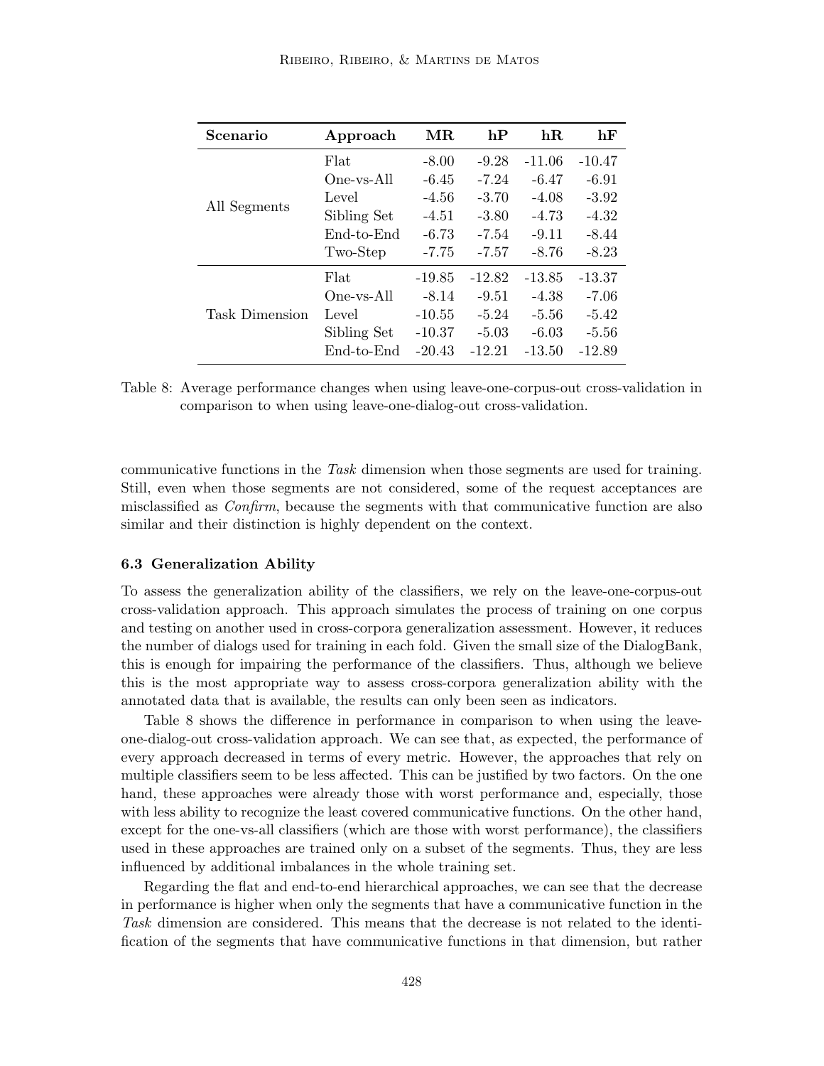| Scenario | Approach | MR | hP | hR | hF |
|---|---|---|---|---|---|
| All Segments | Flat | -8.00 | -9.28 | -11.06 | -10.47 |
| | One-vs-All | -6.45 | -7.24 | -6.47 | -6.91 |
| | Level | -4.56 | -3.70 | -4.08 | -3.92 |
| | Sibling Set | -4.51 | -3.80 | -4.73 | -4.32 |
| | End-to-End | -6.73 | -7.54 | -9.11 | -8.44 |
| | Two-Step | -7.75 | -7.57 | -8.76 | -8.23 |
| Task Dimension | Flat | -19.85 | -12.82 | -13.85 | -13.37 |
| | One-vs-All | -8.14 | -9.51 | -4.38 | -7.06 |
| | Level | -10.55 | -5.24 | -5.56 | -5.42 |
| | Sibling Set | -10.37 | -5.03 | -6.03 | -5.56 |
| | End-to-End | -20.43 | -12.21 | -13.50 | -12.89 |

Table 8: Average performance changes when using leave-one-corpus-out cross-validation in comparison to when using leave-one-dialog-out cross-validation.

communicative functions in the *Task* dimension when those segments are used for training. Still, even when those segments are not considered, some of the request acceptances are misclassified as *Confirm*, because the segments with that communicative function are also similar and their distinction is highly dependent on the context.

### 6.3 Generalization Ability

To assess the generalization ability of the classifiers, we rely on the leave-one-corpus-out cross-validation approach. This approach simulates the process of training on one corpus and testing on another used in cross-corpora generalization assessment. However, it reduces the number of dialogs used for training in each fold. Given the small size of the DialogBank, this is enough for impairing the performance of the classifiers. Thus, although we believe this is the most appropriate way to assess cross-corpora generalization ability with the annotated data that is available, the results can only been seen as indicators.

Table 8 shows the difference in performance in comparison to when using the leave-one-dialog-out cross-validation approach. We can see that, as expected, the performance of every approach decreased in terms of every metric. However, the approaches that rely on multiple classifiers seem to be less affected. This can be justified by two factors. On the one hand, these approaches were already those with worst performance and, especially, those with less ability to recognize the least covered communicative functions. On the other hand, except for the one-vs-all classifiers (which are those with worst performance), the classifiers used in these approaches are trained only on a subset of the segments. Thus, they are less influenced by additional imbalances in the whole training set.

Regarding the flat and end-to-end hierarchical approaches, we can see that the decrease in performance is higher when only the segments that have a communicative function in the *Task* dimension are considered. This means that the decrease is not related to the identification of the segments that have communicative functions in that dimension, but rather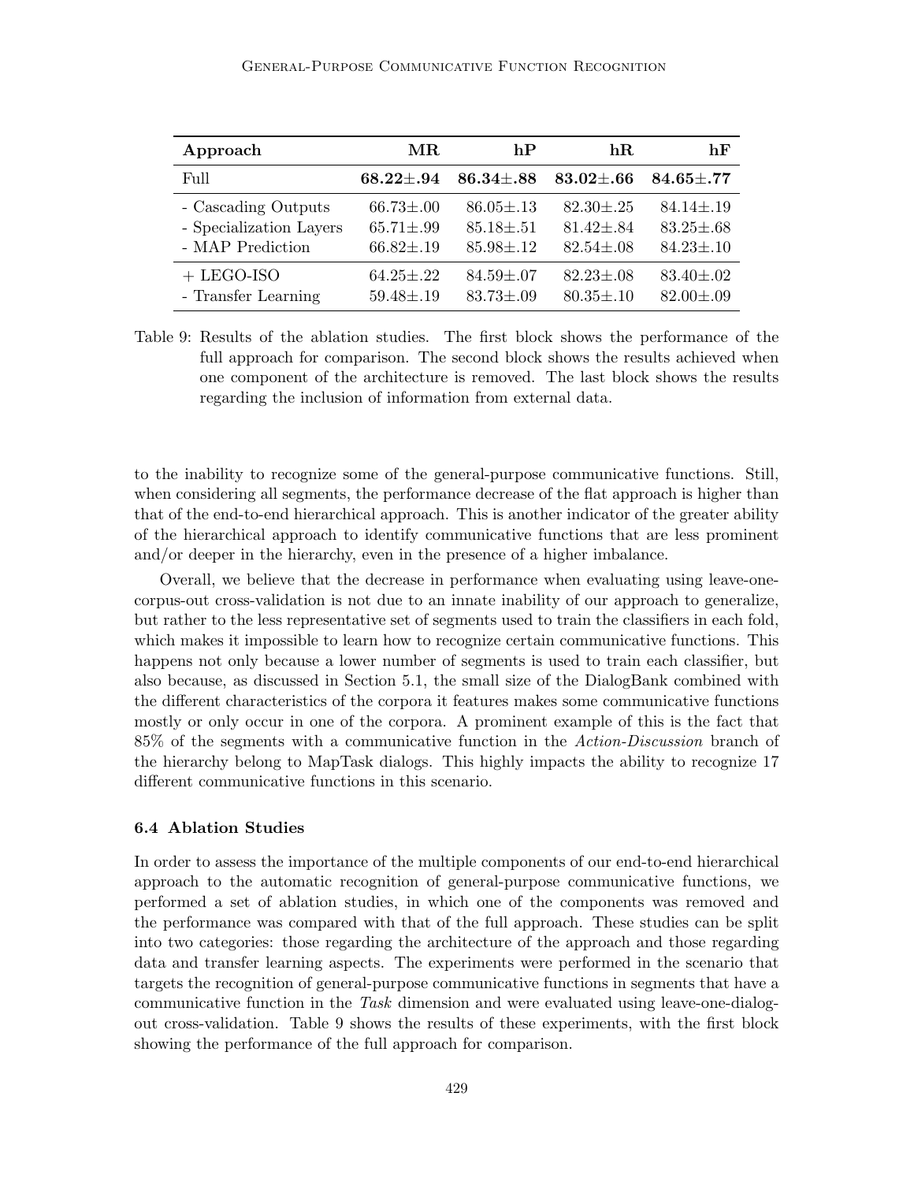| **Approach** | **MR** | **hP** | **hR** | **hF** |
|---|---|---|---|---|
| Full | **68.22±.94** | **86.34±.88** | **83.02±.66** | **84.65±.77** |
| - Cascading Outputs | 66.73±.00 | 86.05±.13 | 82.30±.25 | 84.14±.19 |
| - Specialization Layers | 65.71±.99 | 85.18±.51 | 81.42±.84 | 83.25±.68 |
| - MAP Prediction | 66.82±.19 | 85.98±.12 | 82.54±.08 | 84.23±.10 |
| + LEGO-ISO | 64.25±.22 | 84.59±.07 | 82.23±.08 | 83.40±.02 |
| - Transfer Learning | 59.48±.19 | 83.73±.09 | 80.35±.10 | 82.00±.09 |

Table 9: Results of the ablation studies. The first block shows the performance of the full approach for comparison. The second block shows the results achieved when one component of the architecture is removed. The last block shows the results regarding the inclusion of information from external data.

to the inability to recognize some of the general-purpose communicative functions. Still, when considering all segments, the performance decrease of the flat approach is higher than that of the end-to-end hierarchical approach. This is another indicator of the greater ability of the hierarchical approach to identify communicative functions that are less prominent and/or deeper in the hierarchy, even in the presence of a higher imbalance.

Overall, we believe that the decrease in performance when evaluating using leave-one-corpus-out cross-validation is not due to an innate inability of our approach to generalize, but rather to the less representative set of segments used to train the classifiers in each fold, which makes it impossible to learn how to recognize certain communicative functions. This happens not only because a lower number of segments is used to train each classifier, but also because, as discussed in Section 5.1, the small size of the DialogBank combined with the different characteristics of the corpora it features makes some communicative functions mostly or only occur in one of the corpora. A prominent example of this is the fact that 85% of the segments with a communicative function in the *Action-Discussion* branch of the hierarchy belong to MapTask dialogs. This highly impacts the ability to recognize 17 different communicative functions in this scenario.

### 6.4 Ablation Studies

In order to assess the importance of the multiple components of our end-to-end hierarchical approach to the automatic recognition of general-purpose communicative functions, we performed a set of ablation studies, in which one of the components was removed and the performance was compared with that of the full approach. These studies can be split into two categories: those regarding the architecture of the approach and those regarding data and transfer learning aspects. The experiments were performed in the scenario that targets the recognition of general-purpose communicative functions in segments that have a communicative function in the *Task* dimension and were evaluated using leave-one-dialog-out cross-validation. Table 9 shows the results of these experiments, with the first block showing the performance of the full approach for comparison.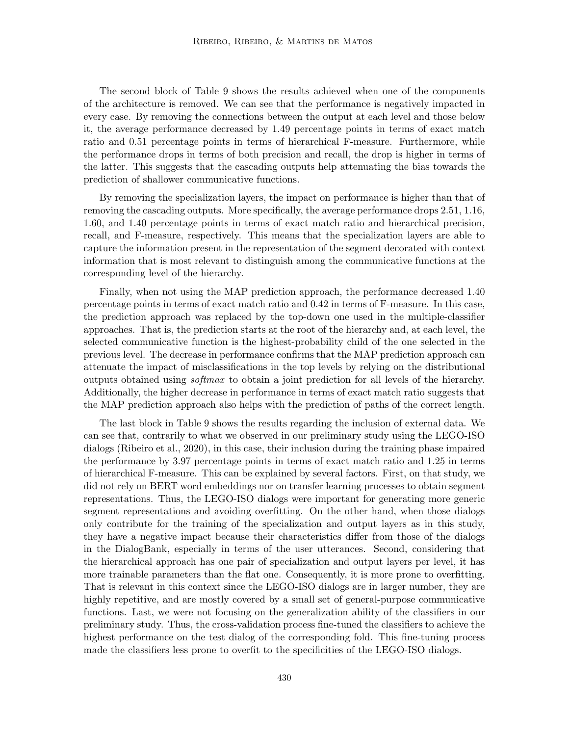The second block of Table 9 shows the results achieved when one of the components of the architecture is removed. We can see that the performance is negatively impacted in every case. By removing the connections between the output at each level and those below it, the average performance decreased by 1.49 percentage points in terms of exact match ratio and 0.51 percentage points in terms of hierarchical F-measure. Furthermore, while the performance drops in terms of both precision and recall, the drop is higher in terms of the latter. This suggests that the cascading outputs help attenuating the bias towards the prediction of shallower communicative functions.

By removing the specialization layers, the impact on performance is higher than that of removing the cascading outputs. More specifically, the average performance drops 2.51, 1.16, 1.60, and 1.40 percentage points in terms of exact match ratio and hierarchical precision, recall, and F-measure, respectively. This means that the specialization layers are able to capture the information present in the representation of the segment decorated with context information that is most relevant to distinguish among the communicative functions at the corresponding level of the hierarchy.

Finally, when not using the MAP prediction approach, the performance decreased 1.40 percentage points in terms of exact match ratio and 0.42 in terms of F-measure. In this case, the prediction approach was replaced by the top-down one used in the multiple-classifier approaches. That is, the prediction starts at the root of the hierarchy and, at each level, the selected communicative function is the highest-probability child of the one selected in the previous level. The decrease in performance confirms that the MAP prediction approach can attenuate the impact of misclassifications in the top levels by relying on the distributional outputs obtained using *softmax* to obtain a joint prediction for all levels of the hierarchy. Additionally, the higher decrease in performance in terms of exact match ratio suggests that the MAP prediction approach also helps with the prediction of paths of the correct length.

The last block in Table 9 shows the results regarding the inclusion of external data. We can see that, contrarily to what we observed in our preliminary study using the LEGO-ISO dialogs (Ribeiro et al., 2020), in this case, their inclusion during the training phase impaired the performance by 3.97 percentage points in terms of exact match ratio and 1.25 in terms of hierarchical F-measure. This can be explained by several factors. First, on that study, we did not rely on BERT word embeddings nor on transfer learning processes to obtain segment representations. Thus, the LEGO-ISO dialogs were important for generating more generic segment representations and avoiding overfitting. On the other hand, when those dialogs only contribute for the training of the specialization and output layers as in this study, they have a negative impact because their characteristics differ from those of the dialogs in the DialogBank, especially in terms of the user utterances. Second, considering that the hierarchical approach has one pair of specialization and output layers per level, it has more trainable parameters than the flat one. Consequently, it is more prone to overfitting. That is relevant in this context since the LEGO-ISO dialogs are in larger number, they are highly repetitive, and are mostly covered by a small set of general-purpose communicative functions. Last, we were not focusing on the generalization ability of the classifiers in our preliminary study. Thus, the cross-validation process fine-tuned the classifiers to achieve the highest performance on the test dialog of the corresponding fold. This fine-tuning process made the classifiers less prone to overfit to the specificities of the LEGO-ISO dialogs.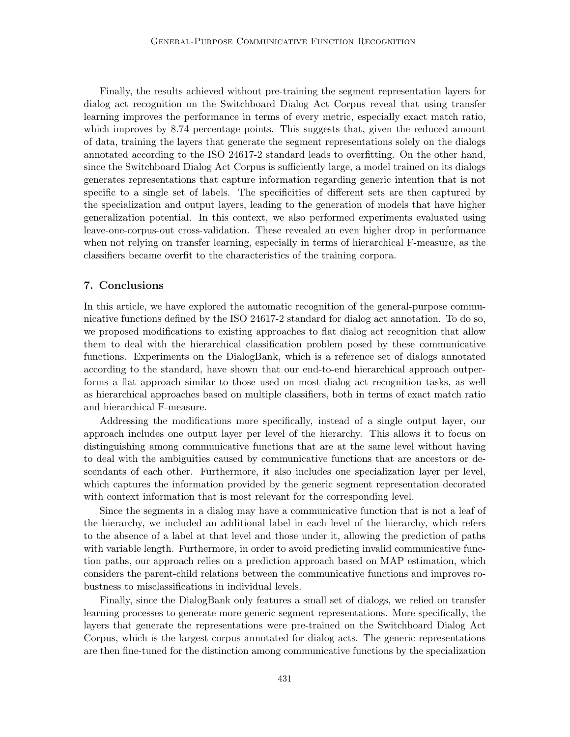Finally, the results achieved without pre-training the segment representation layers for dialog act recognition on the Switchboard Dialog Act Corpus reveal that using transfer learning improves the performance in terms of every metric, especially exact match ratio, which improves by 8.74 percentage points. This suggests that, given the reduced amount of data, training the layers that generate the segment representations solely on the dialogs annotated according to the ISO 24617-2 standard leads to overfitting. On the other hand, since the Switchboard Dialog Act Corpus is sufficiently large, a model trained on its dialogs generates representations that capture information regarding generic intention that is not specific to a single set of labels. The specificities of different sets are then captured by the specialization and output layers, leading to the generation of models that have higher generalization potential. In this context, we also performed experiments evaluated using leave-one-corpus-out cross-validation. These revealed an even higher drop in performance when not relying on transfer learning, especially in terms of hierarchical F-measure, as the classifiers became overfit to the characteristics of the training corpora.

## 7. Conclusions

In this article, we have explored the automatic recognition of the general-purpose communicative functions defined by the ISO 24617-2 standard for dialog act annotation. To do so, we proposed modifications to existing approaches to flat dialog act recognition that allow them to deal with the hierarchical classification problem posed by these communicative functions. Experiments on the DialogBank, which is a reference set of dialogs annotated according to the standard, have shown that our end-to-end hierarchical approach outperforms a flat approach similar to those used on most dialog act recognition tasks, as well as hierarchical approaches based on multiple classifiers, both in terms of exact match ratio and hierarchical F-measure.

Addressing the modifications more specifically, instead of a single output layer, our approach includes one output layer per level of the hierarchy. This allows it to focus on distinguishing among communicative functions that are at the same level without having to deal with the ambiguities caused by communicative functions that are ancestors or descendants of each other. Furthermore, it also includes one specialization layer per level, which captures the information provided by the generic segment representation decorated with context information that is most relevant for the corresponding level.

Since the segments in a dialog may have a communicative function that is not a leaf of the hierarchy, we included an additional label in each level of the hierarchy, which refers to the absence of a label at that level and those under it, allowing the prediction of paths with variable length. Furthermore, in order to avoid predicting invalid communicative function paths, our approach relies on a prediction approach based on MAP estimation, which considers the parent-child relations between the communicative functions and improves robustness to misclassifications in individual levels.

Finally, since the DialogBank only features a small set of dialogs, we relied on transfer learning processes to generate more generic segment representations. More specifically, the layers that generate the representations were pre-trained on the Switchboard Dialog Act Corpus, which is the largest corpus annotated for dialog acts. The generic representations are then fine-tuned for the distinction among communicative functions by the specialization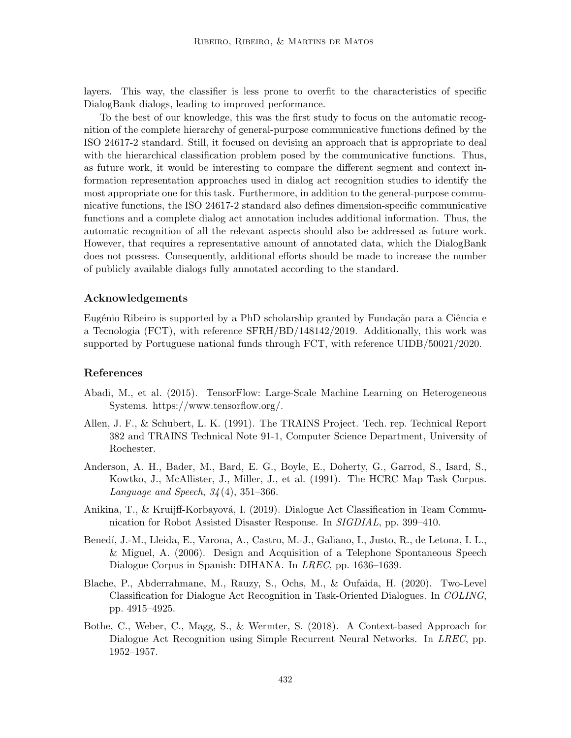layers. This way, the classifier is less prone to overfit to the characteristics of specific DialogBank dialogs, leading to improved performance.

To the best of our knowledge, this was the first study to focus on the automatic recognition of the complete hierarchy of general-purpose communicative functions defined by the ISO 24617-2 standard. Still, it focused on devising an approach that is appropriate to deal with the hierarchical classification problem posed by the communicative functions. Thus, as future work, it would be interesting to compare the different segment and context information representation approaches used in dialog act recognition studies to identify the most appropriate one for this task. Furthermore, in addition to the general-purpose communicative functions, the ISO 24617-2 standard also defines dimension-specific communicative functions and a complete dialog act annotation includes additional information. Thus, the automatic recognition of all the relevant aspects should also be addressed as future work. However, that requires a representative amount of annotated data, which the DialogBank does not possess. Consequently, additional efforts should be made to increase the number of publicly available dialogs fully annotated according to the standard.

## Acknowledgements

Eugénio Ribeiro is supported by a PhD scholarship granted by Fundação para a Ciência e a Tecnologia (FCT), with reference SFRH/BD/148142/2019. Additionally, this work was supported by Portuguese national funds through FCT, with reference UIDB/50021/2020.

## References

Abadi, M., et al. (2015). TensorFlow: Large-Scale Machine Learning on Heterogeneous Systems. https://www.tensorflow.org/.

Allen, J. F., & Schubert, L. K. (1991). The TRAINS Project. Tech. rep. Technical Report 382 and TRAINS Technical Note 91-1, Computer Science Department, University of Rochester.

Anderson, A. H., Bader, M., Bard, E. G., Boyle, E., Doherty, G., Garrod, S., Isard, S., Kowtko, J., McAllister, J., Miller, J., et al. (1991). The HCRC Map Task Corpus. *Language and Speech*, *34*(4), 351–366.

Anikina, T., & Kruijff-Korbayová, I. (2019). Dialogue Act Classification in Team Communication for Robot Assisted Disaster Response. In *SIGDIAL*, pp. 399–410.

Benedí, J.-M., Lleida, E., Varona, A., Castro, M.-J., Galiano, I., Justo, R., de Letona, I. L., & Miguel, A. (2006). Design and Acquisition of a Telephone Spontaneous Speech Dialogue Corpus in Spanish: DIHANA. In *LREC*, pp. 1636–1639.

Blache, P., Abderrahmane, M., Rauzy, S., Ochs, M., & Oufaida, H. (2020). Two-Level Classification for Dialogue Act Recognition in Task-Oriented Dialogues. In *COLING*, pp. 4915–4925.

Bothe, C., Weber, C., Magg, S., & Wermter, S. (2018). A Context-based Approach for Dialogue Act Recognition using Simple Recurrent Neural Networks. In *LREC*, pp. 1952–1957.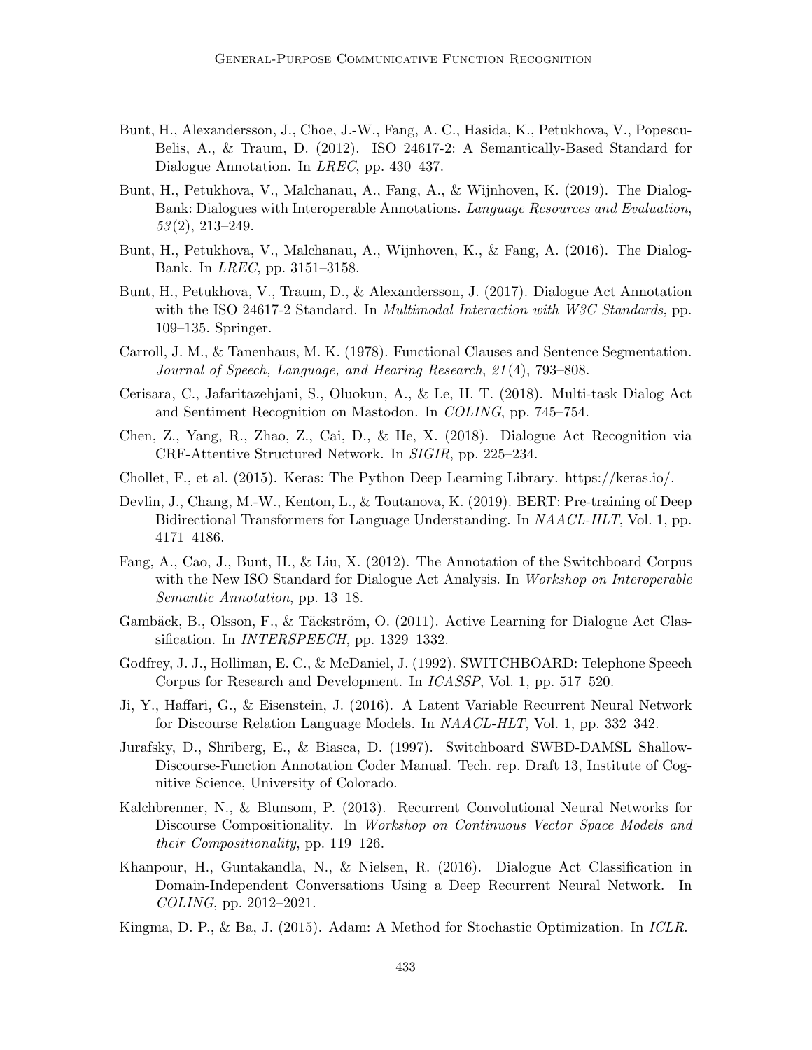Bunt, H., Alexandersson, J., Choe, J.-W., Fang, A. C., Hasida, K., Petukhova, V., Popescu-Belis, A., & Traum, D. (2012). ISO 24617-2: A Semantically-Based Standard for Dialogue Annotation. In *LREC*, pp. 430–437.

Bunt, H., Petukhova, V., Malchanau, A., Fang, A., & Wijnhoven, K. (2019). The DialogBank: Dialogues with Interoperable Annotations. *Language Resources and Evaluation*, *53*(2), 213–249.

Bunt, H., Petukhova, V., Malchanau, A., Wijnhoven, K., & Fang, A. (2016). The DialogBank. In *LREC*, pp. 3151–3158.

Bunt, H., Petukhova, V., Traum, D., & Alexandersson, J. (2017). Dialogue Act Annotation with the ISO 24617-2 Standard. In *Multimodal Interaction with W3C Standards*, pp. 109–135. Springer.

Carroll, J. M., & Tanenhaus, M. K. (1978). Functional Clauses and Sentence Segmentation. *Journal of Speech, Language, and Hearing Research*, *21*(4), 793–808.

Cerisara, C., Jafaritazehjani, S., Oluokun, A., & Le, H. T. (2018). Multi-task Dialog Act and Sentiment Recognition on Mastodon. In *COLING*, pp. 745–754.

Chen, Z., Yang, R., Zhao, Z., Cai, D., & He, X. (2018). Dialogue Act Recognition via CRF-Attentive Structured Network. In *SIGIR*, pp. 225–234.

Chollet, F., et al. (2015). Keras: The Python Deep Learning Library. https://keras.io/.

Devlin, J., Chang, M.-W., Kenton, L., & Toutanova, K. (2019). BERT: Pre-training of Deep Bidirectional Transformers for Language Understanding. In *NAACL-HLT*, Vol. 1, pp. 4171–4186.

Fang, A., Cao, J., Bunt, H., & Liu, X. (2012). The Annotation of the Switchboard Corpus with the New ISO Standard for Dialogue Act Analysis. In *Workshop on Interoperable Semantic Annotation*, pp. 13–18.

Gambäck, B., Olsson, F., & Täckström, O. (2011). Active Learning for Dialogue Act Classification. In *INTERSPEECH*, pp. 1329–1332.

Godfrey, J. J., Holliman, E. C., & McDaniel, J. (1992). SWITCHBOARD: Telephone Speech Corpus for Research and Development. In *ICASSP*, Vol. 1, pp. 517–520.

Ji, Y., Haffari, G., & Eisenstein, J. (2016). A Latent Variable Recurrent Neural Network for Discourse Relation Language Models. In *NAACL-HLT*, Vol. 1, pp. 332–342.

Jurafsky, D., Shriberg, E., & Biasca, D. (1997). Switchboard SWBD-DAMSL Shallow-Discourse-Function Annotation Coder Manual. Tech. rep. Draft 13, Institute of Cognitive Science, University of Colorado.

Kalchbrenner, N., & Blunsom, P. (2013). Recurrent Convolutional Neural Networks for Discourse Compositionality. In *Workshop on Continuous Vector Space Models and their Compositionality*, pp. 119–126.

Khanpour, H., Guntakandla, N., & Nielsen, R. (2016). Dialogue Act Classification in Domain-Independent Conversations Using a Deep Recurrent Neural Network. In *COLING*, pp. 2012–2021.

Kingma, D. P., & Ba, J. (2015). Adam: A Method for Stochastic Optimization. In *ICLR*.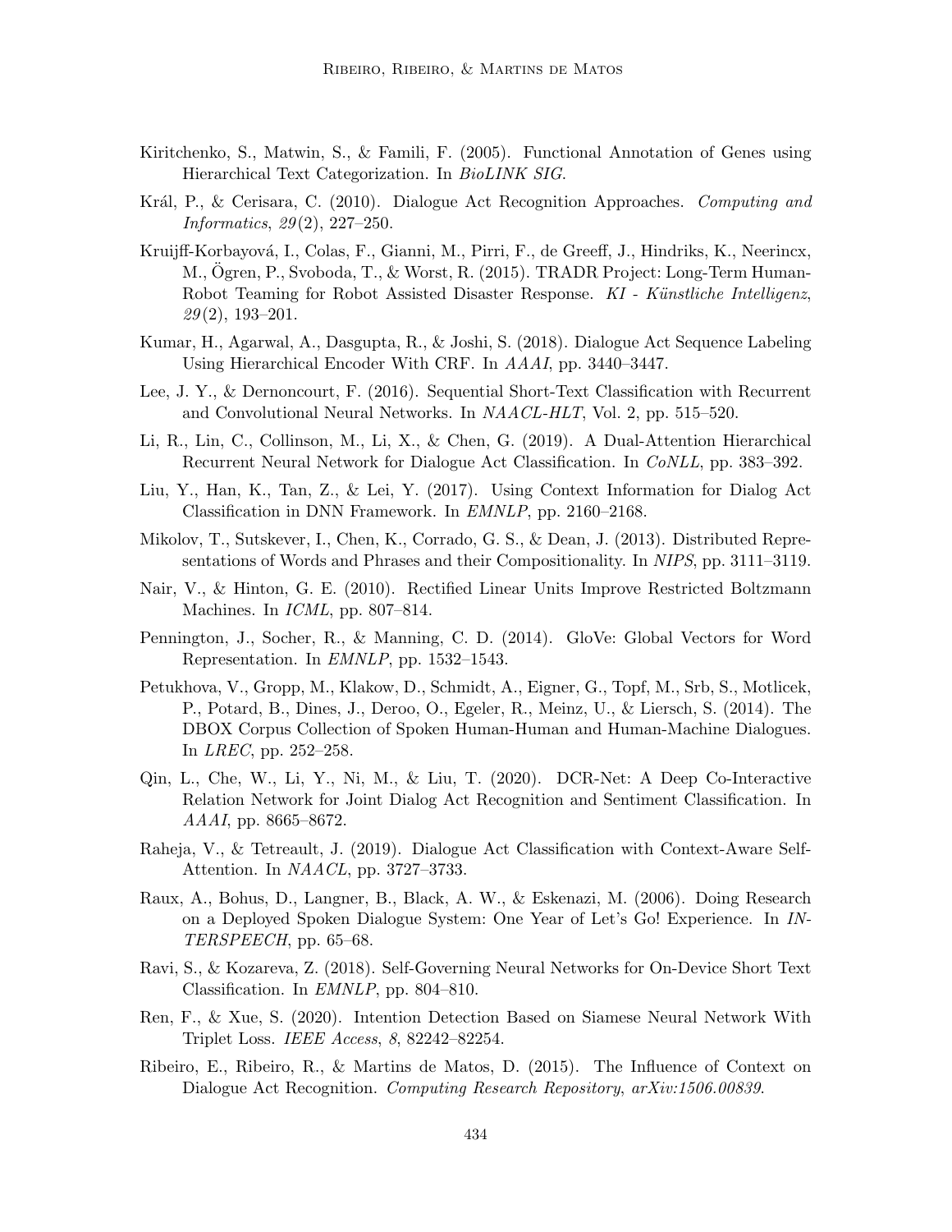Kiritchenko, S., Matwin, S., & Famili, F. (2005). Functional Annotation of Genes using Hierarchical Text Categorization. In *BioLINK SIG*.

Král, P., & Cerisara, C. (2010). Dialogue Act Recognition Approaches. *Computing and Informatics*, *29*(2), 227–250.

Kruijff-Korbayová, I., Colas, F., Gianni, M., Pirri, F., de Greeff, J., Hindriks, K., Neerincx, M., Ögren, P., Svoboda, T., & Worst, R. (2015). TRADR Project: Long-Term Human-Robot Teaming for Robot Assisted Disaster Response. *KI - Künstliche Intelligenz*, *29*(2), 193–201.

Kumar, H., Agarwal, A., Dasgupta, R., & Joshi, S. (2018). Dialogue Act Sequence Labeling Using Hierarchical Encoder With CRF. In *AAAI*, pp. 3440–3447.

Lee, J. Y., & Dernoncourt, F. (2016). Sequential Short-Text Classification with Recurrent and Convolutional Neural Networks. In *NAACL-HLT*, Vol. 2, pp. 515–520.

Li, R., Lin, C., Collinson, M., Li, X., & Chen, G. (2019). A Dual-Attention Hierarchical Recurrent Neural Network for Dialogue Act Classification. In *CoNLL*, pp. 383–392.

Liu, Y., Han, K., Tan, Z., & Lei, Y. (2017). Using Context Information for Dialog Act Classification in DNN Framework. In *EMNLP*, pp. 2160–2168.

Mikolov, T., Sutskever, I., Chen, K., Corrado, G. S., & Dean, J. (2013). Distributed Representations of Words and Phrases and their Compositionality. In *NIPS*, pp. 3111–3119.

Nair, V., & Hinton, G. E. (2010). Rectified Linear Units Improve Restricted Boltzmann Machines. In *ICML*, pp. 807–814.

Pennington, J., Socher, R., & Manning, C. D. (2014). GloVe: Global Vectors for Word Representation. In *EMNLP*, pp. 1532–1543.

Petukhova, V., Gropp, M., Klakow, D., Schmidt, A., Eigner, G., Topf, M., Srb, S., Motlicek, P., Potard, B., Dines, J., Deroo, O., Egeler, R., Meinz, U., & Liersch, S. (2014). The DBOX Corpus Collection of Spoken Human-Human and Human-Machine Dialogues. In *LREC*, pp. 252–258.

Qin, L., Che, W., Li, Y., Ni, M., & Liu, T. (2020). DCR-Net: A Deep Co-Interactive Relation Network for Joint Dialog Act Recognition and Sentiment Classification. In *AAAI*, pp. 8665–8672.

Raheja, V., & Tetreault, J. (2019). Dialogue Act Classification with Context-Aware Self-Attention. In *NAACL*, pp. 3727–3733.

Raux, A., Bohus, D., Langner, B., Black, A. W., & Eskenazi, M. (2006). Doing Research on a Deployed Spoken Dialogue System: One Year of Let's Go! Experience. In *INTERSPEECH*, pp. 65–68.

Ravi, S., & Kozareva, Z. (2018). Self-Governing Neural Networks for On-Device Short Text Classification. In *EMNLP*, pp. 804–810.

Ren, F., & Xue, S. (2020). Intention Detection Based on Siamese Neural Network With Triplet Loss. *IEEE Access*, *8*, 82242–82254.

Ribeiro, E., Ribeiro, R., & Martins de Matos, D. (2015). The Influence of Context on Dialogue Act Recognition. *Computing Research Repository*, *arXiv:1506.00839*.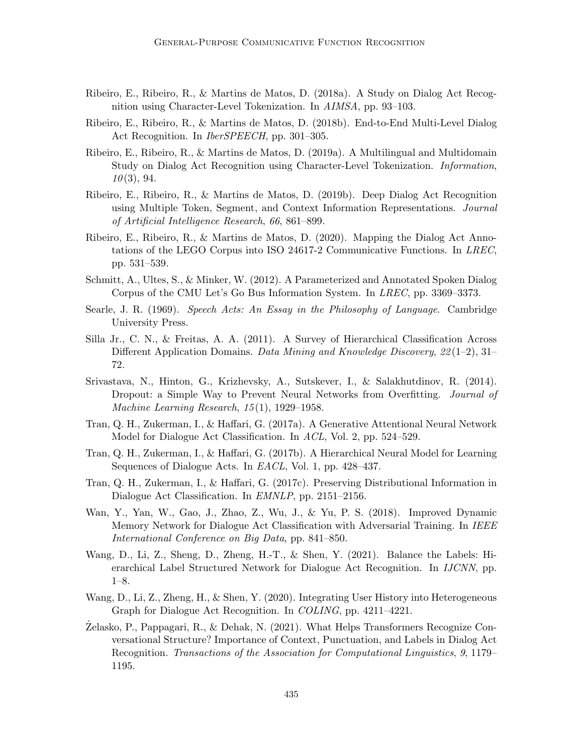Ribeiro, E., Ribeiro, R., & Martins de Matos, D. (2018a). A Study on Dialog Act Recognition using Character-Level Tokenization. In *AIMSA*, pp. 93–103.

Ribeiro, E., Ribeiro, R., & Martins de Matos, D. (2018b). End-to-End Multi-Level Dialog Act Recognition. In *IberSPEECH*, pp. 301–305.

Ribeiro, E., Ribeiro, R., & Martins de Matos, D. (2019a). A Multilingual and Multidomain Study on Dialog Act Recognition using Character-Level Tokenization. *Information*, *10*(3), 94.

Ribeiro, E., Ribeiro, R., & Martins de Matos, D. (2019b). Deep Dialog Act Recognition using Multiple Token, Segment, and Context Information Representations. *Journal of Artificial Intelligence Research*, *66*, 861–899.

Ribeiro, E., Ribeiro, R., & Martins de Matos, D. (2020). Mapping the Dialog Act Annotations of the LEGO Corpus into ISO 24617-2 Communicative Functions. In *LREC*, pp. 531–539.

Schmitt, A., Ultes, S., & Minker, W. (2012). A Parameterized and Annotated Spoken Dialog Corpus of the CMU Let's Go Bus Information System. In *LREC*, pp. 3369–3373.

Searle, J. R. (1969). *Speech Acts: An Essay in the Philosophy of Language*. Cambridge University Press.

Silla Jr., C. N., & Freitas, A. A. (2011). A Survey of Hierarchical Classification Across Different Application Domains. *Data Mining and Knowledge Discovery*, *22*(1–2), 31–72.

Srivastava, N., Hinton, G., Krizhevsky, A., Sutskever, I., & Salakhutdinov, R. (2014). Dropout: a Simple Way to Prevent Neural Networks from Overfitting. *Journal of Machine Learning Research*, *15*(1), 1929–1958.

Tran, Q. H., Zukerman, I., & Haffari, G. (2017a). A Generative Attentional Neural Network Model for Dialogue Act Classification. In *ACL*, Vol. 2, pp. 524–529.

Tran, Q. H., Zukerman, I., & Haffari, G. (2017b). A Hierarchical Neural Model for Learning Sequences of Dialogue Acts. In *EACL*, Vol. 1, pp. 428–437.

Tran, Q. H., Zukerman, I., & Haffari, G. (2017c). Preserving Distributional Information in Dialogue Act Classification. In *EMNLP*, pp. 2151–2156.

Wan, Y., Yan, W., Gao, J., Zhao, Z., Wu, J., & Yu, P. S. (2018). Improved Dynamic Memory Network for Dialogue Act Classification with Adversarial Training. In *IEEE International Conference on Big Data*, pp. 841–850.

Wang, D., Li, Z., Sheng, D., Zheng, H.-T., & Shen, Y. (2021). Balance the Labels: Hierarchical Label Structured Network for Dialogue Act Recognition. In *IJCNN*, pp. 1–8.

Wang, D., Li, Z., Zheng, H., & Shen, Y. (2020). Integrating User History into Heterogeneous Graph for Dialogue Act Recognition. In *COLING*, pp. 4211–4221.

Żelasko, P., Pappagari, R., & Dehak, N. (2021). What Helps Transformers Recognize Conversational Structure? Importance of Context, Punctuation, and Labels in Dialog Act Recognition. *Transactions of the Association for Computational Linguistics*, *9*, 1179–1195.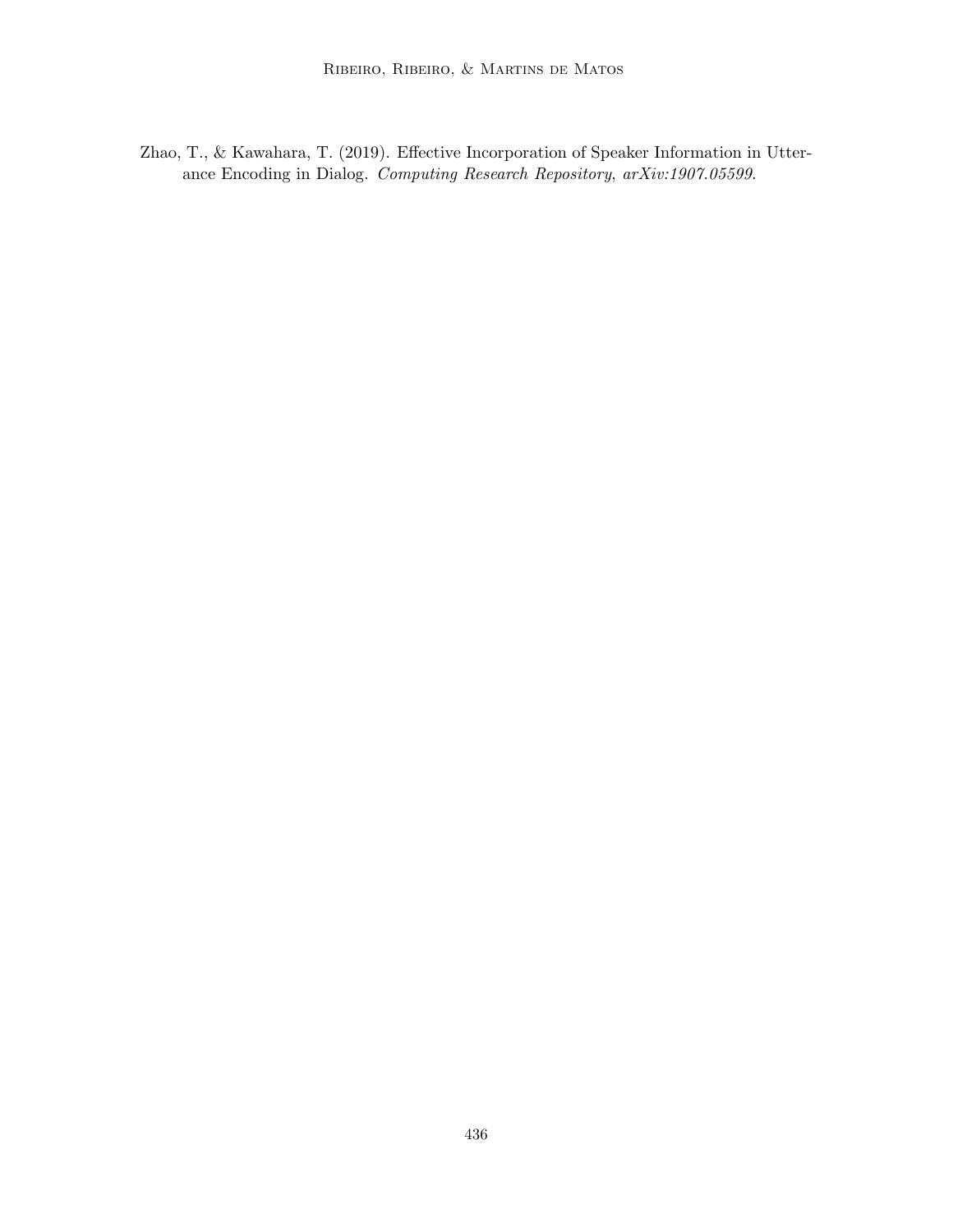Zhao, T., & Kawahara, T. (2019). Effective Incorporation of Speaker Information in Utterance Encoding in Dialog. *Computing Research Repository*, *arXiv:1907.05599*.